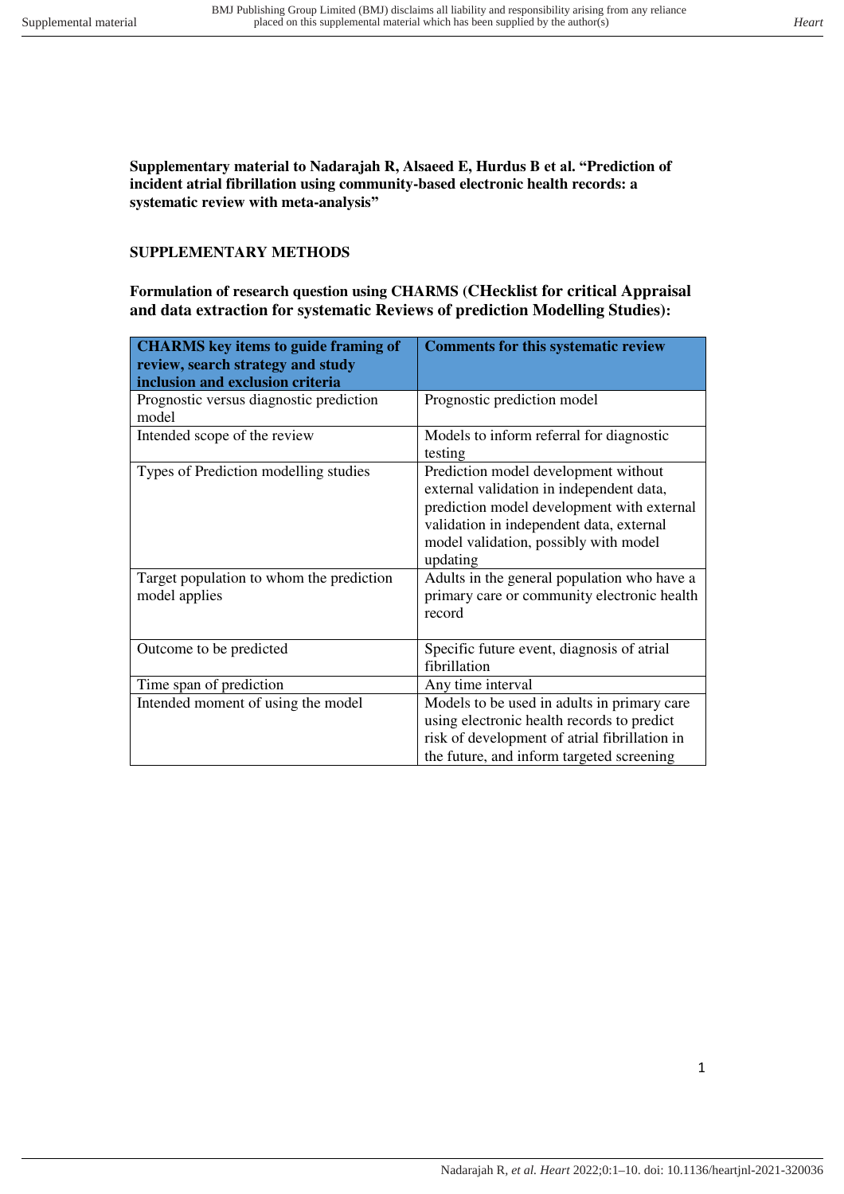**Supplementary material to Nadarajah R, Alsaeed E, Hurdus B et al. "Prediction of incident atrial fibrillation using community-based electronic health records: a systematic review with meta-analysis"**

## SUPPLEMENTARY METHODS

### Formulation of research question using CHARMS (CHecklist for critical Appraisal and data extraction for systematic Reviews of prediction Modelling Studies):

| CHARMS key items to guide framing of review, search strategy and study inclusion and exclusion criteria | Comments for this systematic review |
|---|---|
| Prognostic versus diagnostic prediction model | Prognostic prediction model |
| Intended scope of the review | Models to inform referral for diagnostic testing |
| Types of Prediction modelling studies | Prediction model development without external validation in independent data, prediction model development with external validation in independent data, external model validation, possibly with model updating |
| Target population to whom the prediction model applies | Adults in the general population who have a primary care or community electronic health record |
| Outcome to be predicted | Specific future event, diagnosis of atrial fibrillation |
| Time span of prediction | Any time interval |
| Intended moment of using the model | Models to be used in adults in primary care using electronic health records to predict risk of development of atrial fibrillation in the future, and inform targeted screening |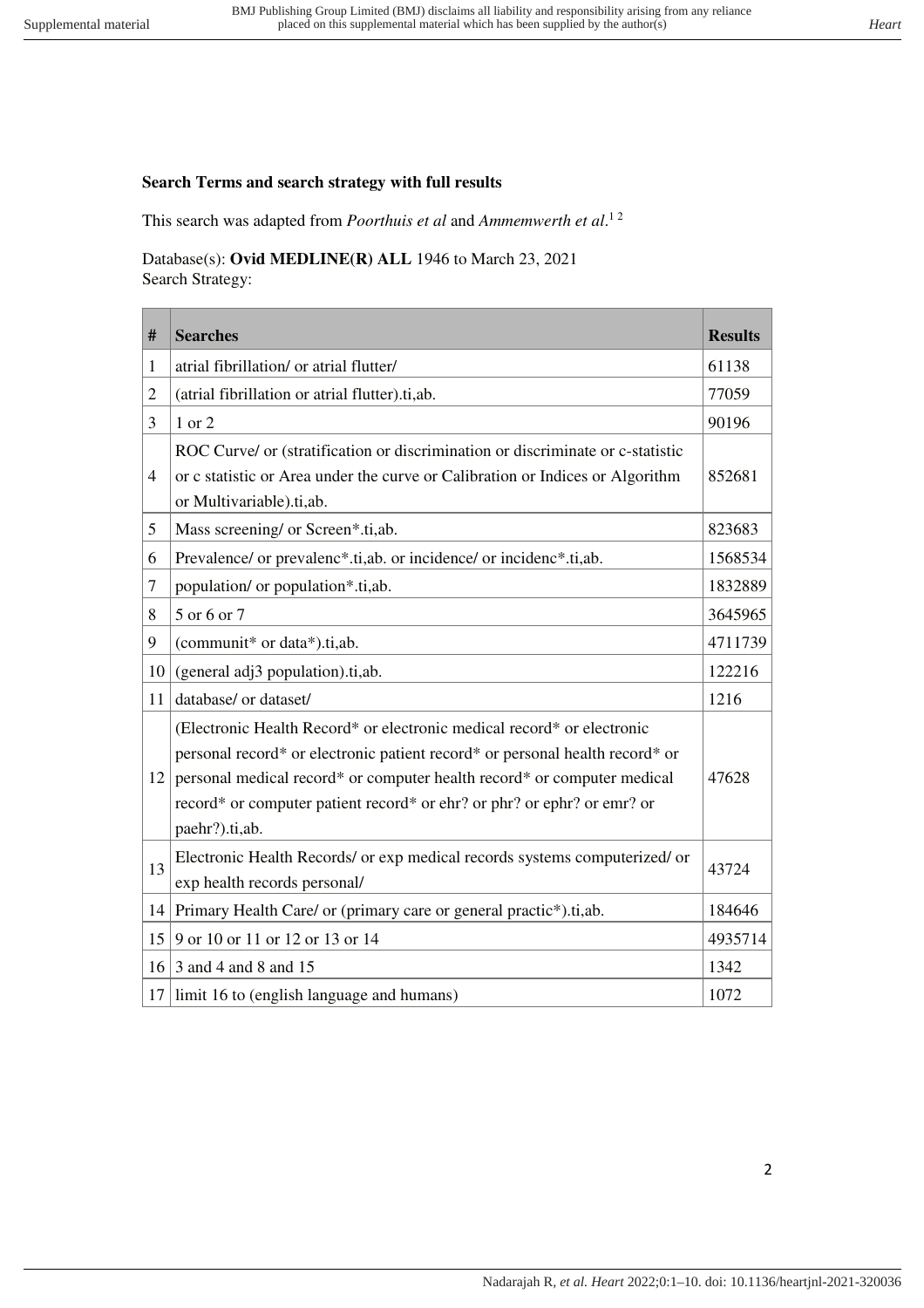**Search Terms and search strategy with full results**

This search was adapted from *Poorthuis et al* and *Ammemwerth et al*.[1 2]

Database(s): **Ovid MEDLINE(R) ALL** 1946 to March 23, 2021
Search Strategy:

| # | Searches | Results |
|---|---|---|
| 1 | atrial fibrillation/ or atrial flutter/ | 61138 |
| 2 | (atrial fibrillation or atrial flutter).ti,ab. | 77059 |
| 3 | 1 or 2 | 90196 |
| 4 | ROC Curve/ or (stratification or discrimination or discriminate or c-statistic or c statistic or Area under the curve or Calibration or Indices or Algorithm or Multivariable).ti,ab. | 852681 |
| 5 | Mass screening/ or Screen*.ti,ab. | 823683 |
| 6 | Prevalence/ or prevalenc*.ti,ab. or incidence/ or incidenc*.ti,ab. | 1568534 |
| 7 | population/ or population*.ti,ab. | 1832889 |
| 8 | 5 or 6 or 7 | 3645965 |
| 9 | (communit* or data*).ti,ab. | 4711739 |
| 10 | (general adj3 population).ti,ab. | 122216 |
| 11 | database/ or dataset/ | 1216 |
| 12 | (Electronic Health Record* or electronic medical record* or electronic personal record* or electronic patient record* or personal health record* or personal medical record* or computer health record* or computer medical record* or computer patient record* or ehr? or phr? or ephr? or emr? or paehr?).ti,ab. | 47628 |
| 13 | Electronic Health Records/ or exp medical records systems computerized/ or exp health records personal/ | 43724 |
| 14 | Primary Health Care/ or (primary care or general practic*).ti,ab. | 184646 |
| 15 | 9 or 10 or 11 or 12 or 13 or 14 | 4935714 |
| 16 | 3 and 4 and 8 and 15 | 1342 |
| 17 | limit 16 to (english language and humans) | 1072 |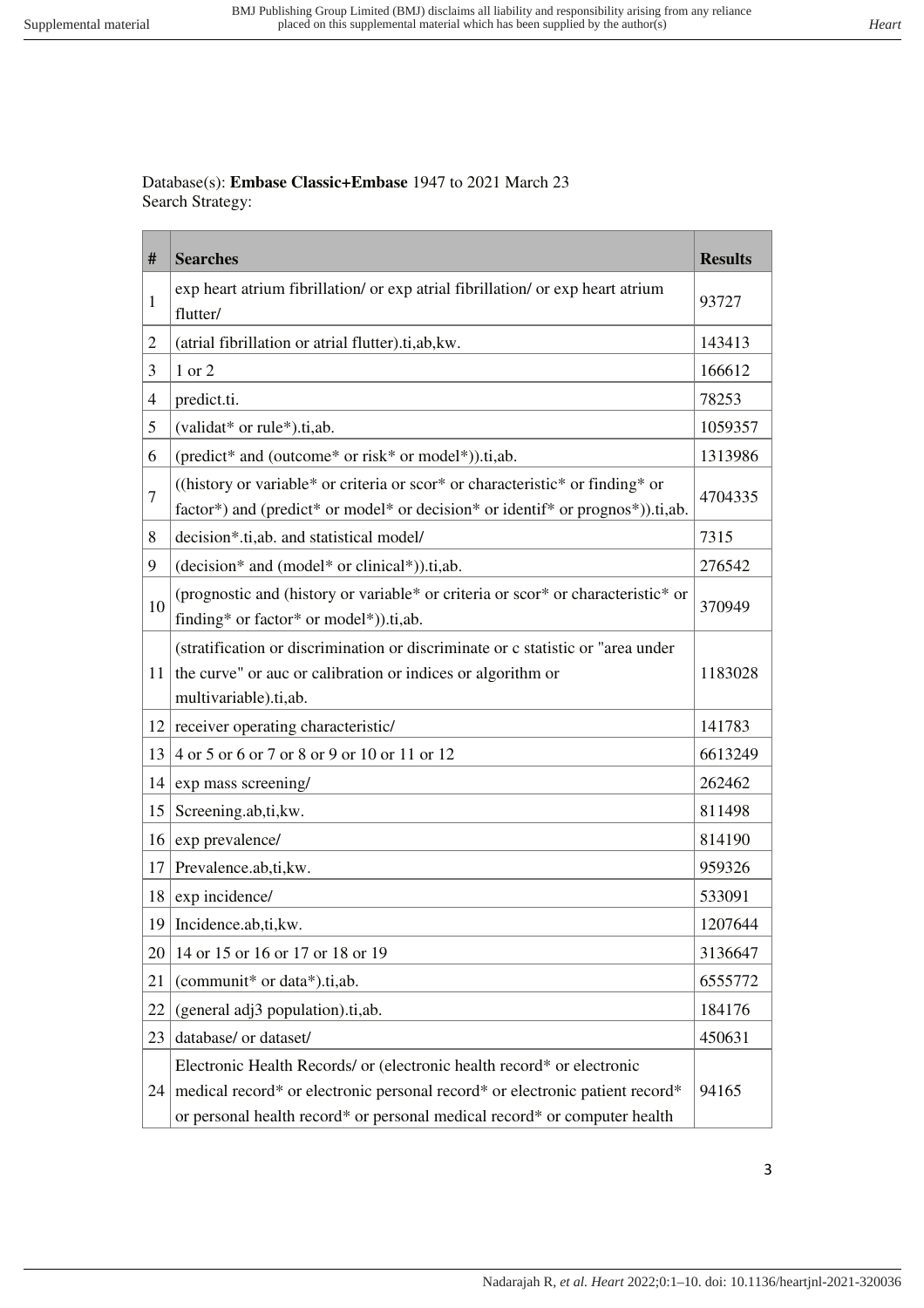Database(s): **Embase Classic+Embase** 1947 to 2021 March 23
Search Strategy:

| # | Searches | Results |
|---|---|---|
| 1 | exp heart atrium fibrillation/ or exp atrial fibrillation/ or exp heart atrium flutter/ | 93727 |
| 2 | (atrial fibrillation or atrial flutter).ti,ab,kw. | 143413 |
| 3 | 1 or 2 | 166612 |
| 4 | predict.ti. | 78253 |
| 5 | (validat* or rule*).ti,ab. | 1059357 |
| 6 | (predict* and (outcome* or risk* or model*)).ti,ab. | 1313986 |
| 7 | ((history or variable* or criteria or scor* or characteristic* or finding* or factor*) and (predict* or model* or decision* or identif* or prognos*)).ti,ab. | 4704335 |
| 8 | decision*.ti,ab. and statistical model/ | 7315 |
| 9 | (decision* and (model* or clinical*)).ti,ab. | 276542 |
| 10 | (prognostic and (history or variable* or criteria or scor* or characteristic* or finding* or factor* or model*)).ti,ab. | 370949 |
| 11 | (stratification or discrimination or discriminate or c statistic or "area under the curve" or auc or calibration or indices or algorithm or multivariable).ti,ab. | 1183028 |
| 12 | receiver operating characteristic/ | 141783 |
| 13 | 4 or 5 or 6 or 7 or 8 or 9 or 10 or 11 or 12 | 6613249 |
| 14 | exp mass screening/ | 262462 |
| 15 | Screening.ab,ti,kw. | 811498 |
| 16 | exp prevalence/ | 814190 |
| 17 | Prevalence.ab,ti,kw. | 959326 |
| 18 | exp incidence/ | 533091 |
| 19 | Incidence.ab,ti,kw. | 1207644 |
| 20 | 14 or 15 or 16 or 17 or 18 or 19 | 3136647 |
| 21 | (communit* or data*).ti,ab. | 6555772 |
| 22 | (general adj3 population).ti,ab. | 184176 |
| 23 | database/ or dataset/ | 450631 |
| 24 | Electronic Health Records/ or (electronic health record* or electronic medical record* or electronic personal record* or electronic patient record* or personal health record* or personal medical record* or computer health | 94165 |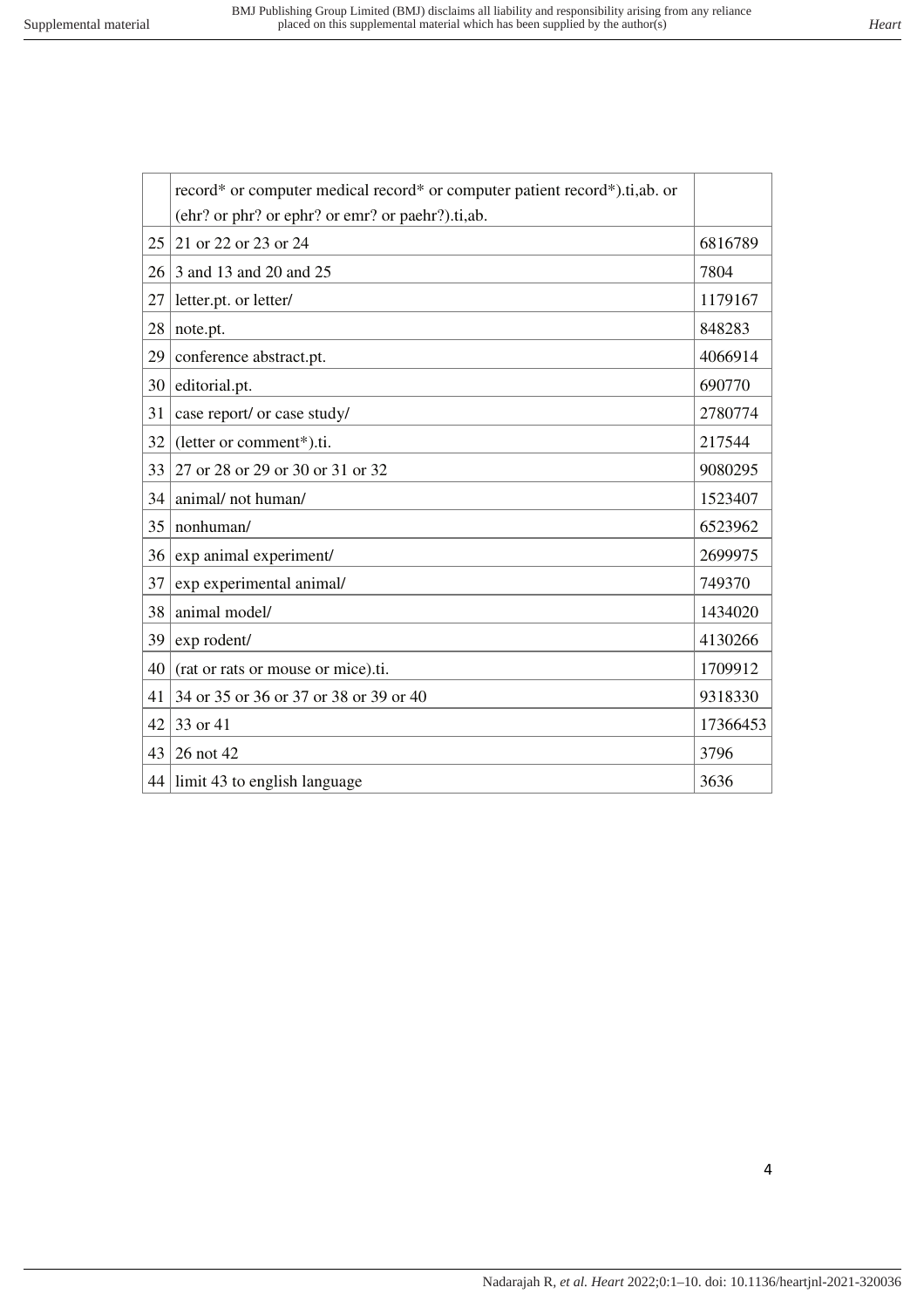| | | |
|---|---|---|
| | record* or computer medical record* or computer patient record*).ti,ab. or (ehr? or phr? or ephr? or emr? or paehr?).ti,ab. | |
| 25 | 21 or 22 or 23 or 24 | 6816789 |
| 26 | 3 and 13 and 20 and 25 | 7804 |
| 27 | letter.pt. or letter/ | 1179167 |
| 28 | note.pt. | 848283 |
| 29 | conference abstract.pt. | 4066914 |
| 30 | editorial.pt. | 690770 |
| 31 | case report/ or case study/ | 2780774 |
| 32 | (letter or comment*).ti. | 217544 |
| 33 | 27 or 28 or 29 or 30 or 31 or 32 | 9080295 |
| 34 | animal/ not human/ | 1523407 |
| 35 | nonhuman/ | 6523962 |
| 36 | exp animal experiment/ | 2699975 |
| 37 | exp experimental animal/ | 749370 |
| 38 | animal model/ | 1434020 |
| 39 | exp rodent/ | 4130266 |
| 40 | (rat or rats or mouse or mice).ti. | 1709912 |
| 41 | 34 or 35 or 36 or 37 or 38 or 39 or 40 | 9318330 |
| 42 | 33 or 41 | 17366453 |
| 43 | 26 not 42 | 3796 |
| 44 | limit 43 to english language | 3636 |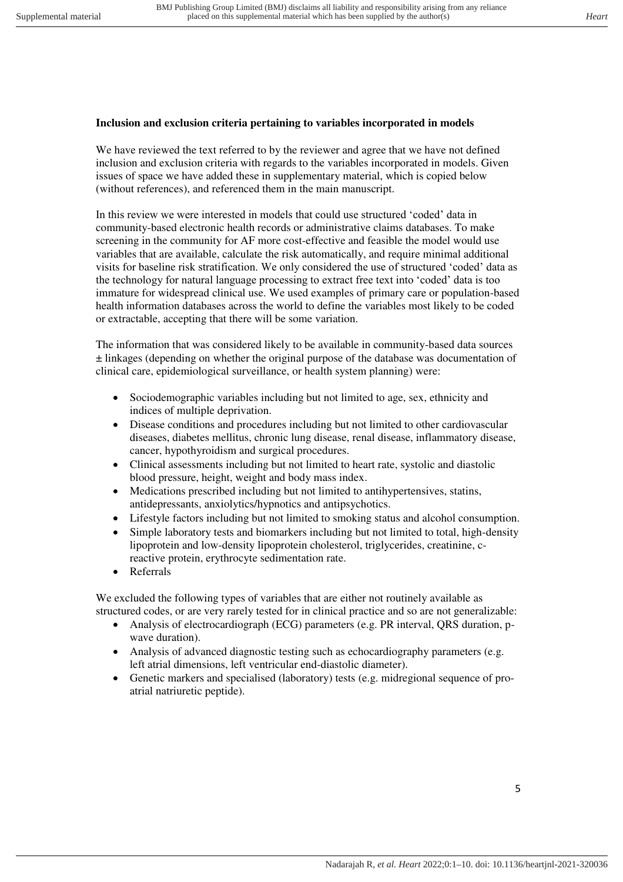**Inclusion and exclusion criteria pertaining to variables incorporated in models**

We have reviewed the text referred to by the reviewer and agree that we have not defined inclusion and exclusion criteria with regards to the variables incorporated in models. Given issues of space we have added these in supplementary material, which is copied below (without references), and referenced them in the main manuscript.

In this review we were interested in models that could use structured 'coded' data in community-based electronic health records or administrative claims databases. To make screening in the community for AF more cost-effective and feasible the model would use variables that are available, calculate the risk automatically, and require minimal additional visits for baseline risk stratification. We only considered the use of structured 'coded' data as the technology for natural language processing to extract free text into 'coded' data is too immature for widespread clinical use. We used examples of primary care or population-based health information databases across the world to define the variables most likely to be coded or extractable, accepting that there will be some variation.

The information that was considered likely to be available in community-based data sources ± linkages (depending on whether the original purpose of the database was documentation of clinical care, epidemiological surveillance, or health system planning) were:

- Sociodemographic variables including but not limited to age, sex, ethnicity and indices of multiple deprivation.
- Disease conditions and procedures including but not limited to other cardiovascular diseases, diabetes mellitus, chronic lung disease, renal disease, inflammatory disease, cancer, hypothyroidism and surgical procedures.
- Clinical assessments including but not limited to heart rate, systolic and diastolic blood pressure, height, weight and body mass index.
- Medications prescribed including but not limited to antihypertensives, statins, antidepressants, anxiolytics/hypnotics and antipsychotics.
- Lifestyle factors including but not limited to smoking status and alcohol consumption.
- Simple laboratory tests and biomarkers including but not limited to total, high-density lipoprotein and low-density lipoprotein cholesterol, triglycerides, creatinine, c-reactive protein, erythrocyte sedimentation rate.
- Referrals

We excluded the following types of variables that are either not routinely available as structured codes, or are very rarely tested for in clinical practice and so are not generalizable:

- Analysis of electrocardiograph (ECG) parameters (e.g. PR interval, QRS duration, p-wave duration).
- Analysis of advanced diagnostic testing such as echocardiography parameters (e.g. left atrial dimensions, left ventricular end-diastolic diameter).
- Genetic markers and specialised (laboratory) tests (e.g. midregional sequence of pro-atrial natriuretic peptide).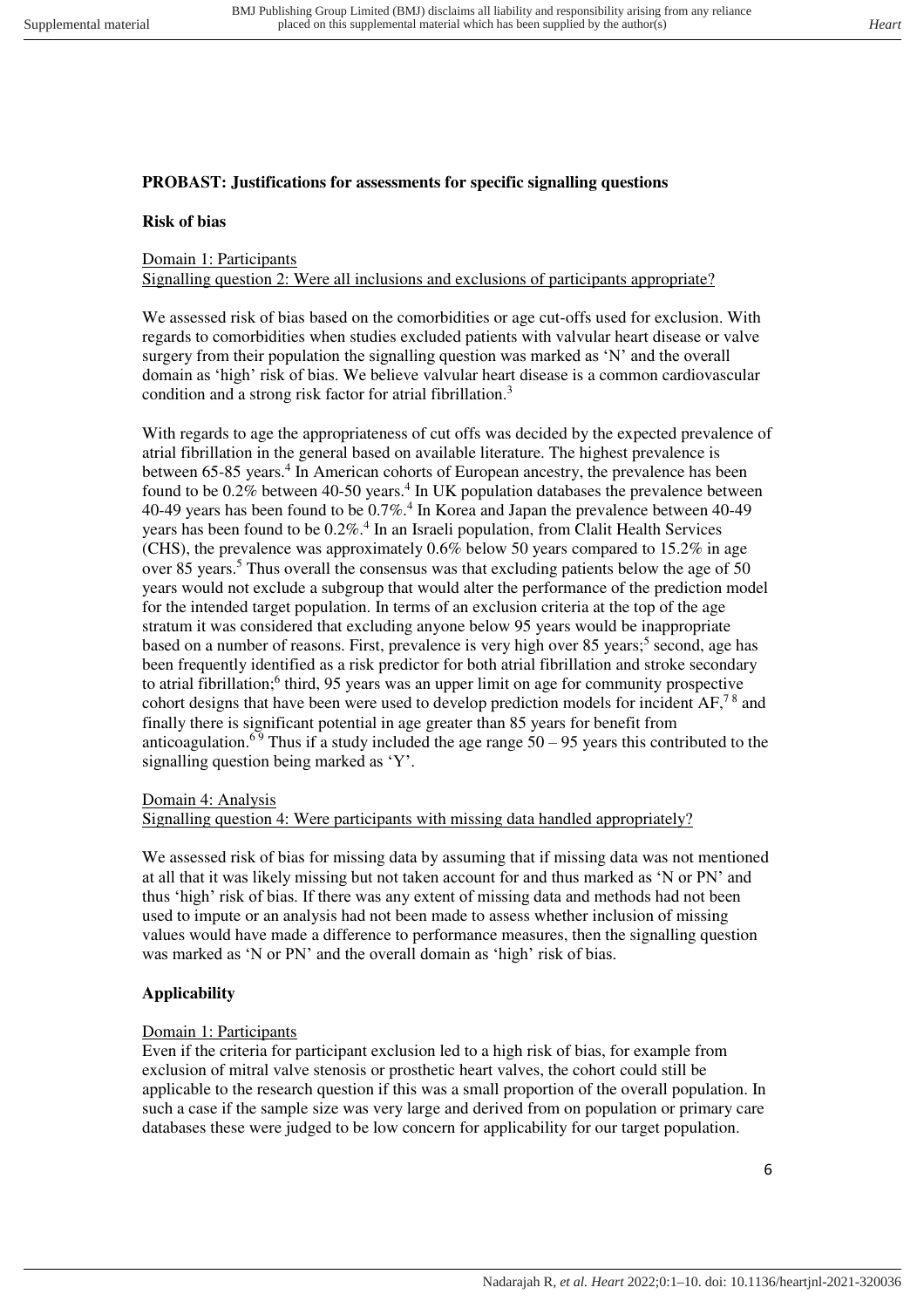**PROBAST: Justifications for assessments for specific signalling questions**

**Risk of bias**

Domain 1: Participants
Signalling question 2: Were all inclusions and exclusions of participants appropriate?

We assessed risk of bias based on the comorbidities or age cut-offs used for exclusion. With regards to comorbidities when studies excluded patients with valvular heart disease or valve surgery from their population the signalling question was marked as 'N' and the overall domain as 'high' risk of bias. We believe valvular heart disease is a common cardiovascular condition and a strong risk factor for atrial fibrillation.[3]

With regards to age the appropriateness of cut offs was decided by the expected prevalence of atrial fibrillation in the general based on available literature. The highest prevalence is between 65-85 years.[4] In American cohorts of European ancestry, the prevalence has been found to be 0.2% between 40-50 years.[4] In UK population databases the prevalence between 40-49 years has been found to be 0.7%.[4] In Korea and Japan the prevalence between 40-49 years has been found to be 0.2%.[4] In an Israeli population, from Clalit Health Services (CHS), the prevalence was approximately 0.6% below 50 years compared to 15.2% in age over 85 years.[5] Thus overall the consensus was that excluding patients below the age of 50 years would not exclude a subgroup that would alter the performance of the prediction model for the intended target population. In terms of an exclusion criteria at the top of the age stratum it was considered that excluding anyone below 95 years would be inappropriate based on a number of reasons. First, prevalence is very high over 85 years;[5] second, age has been frequently identified as a risk predictor for both atrial fibrillation and stroke secondary to atrial fibrillation;[6] third, 95 years was an upper limit on age for community prospective cohort designs that have been were used to develop prediction models for incident AF,[7,8] and finally there is significant potential in age greater than 85 years for benefit from anticoagulation.[6,9] Thus if a study included the age range 50 – 95 years this contributed to the signalling question being marked as 'Y'.

Domain 4: Analysis
Signalling question 4: Were participants with missing data handled appropriately?

We assessed risk of bias for missing data by assuming that if missing data was not mentioned at all that it was likely missing but not taken account for and thus marked as 'N or PN' and thus 'high' risk of bias. If there was any extent of missing data and methods had not been used to impute or an analysis had not been made to assess whether inclusion of missing values would have made a difference to performance measures, then the signalling question was marked as 'N or PN' and the overall domain as 'high' risk of bias.

**Applicability**

Domain 1: Participants
Even if the criteria for participant exclusion led to a high risk of bias, for example from exclusion of mitral valve stenosis or prosthetic heart valves, the cohort could still be applicable to the research question if this was a small proportion of the overall population. In such a case if the sample size was very large and derived from on population or primary care databases these were judged to be low concern for applicability for our target population.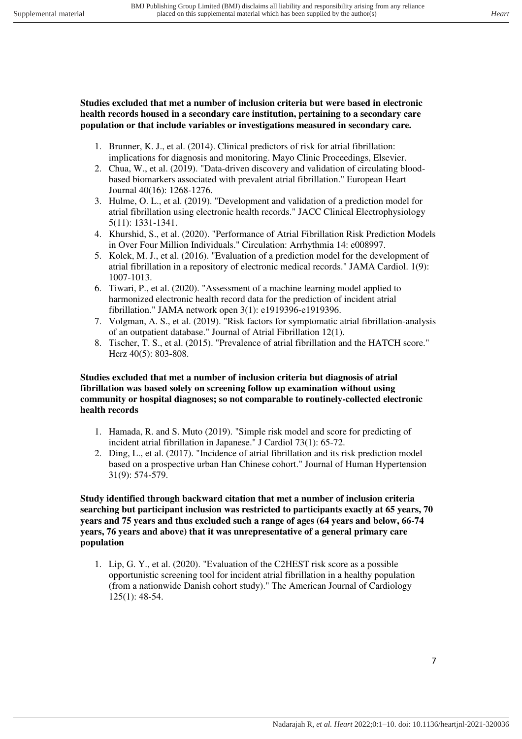**Studies excluded that met a number of inclusion criteria but were based in electronic health records housed in a secondary care institution, pertaining to a secondary care population or that include variables or investigations measured in secondary care.**

1. Brunner, K. J., et al. (2014). Clinical predictors of risk for atrial fibrillation: implications for diagnosis and monitoring. Mayo Clinic Proceedings, Elsevier.
2. Chua, W., et al. (2019). "Data-driven discovery and validation of circulating blood-based biomarkers associated with prevalent atrial fibrillation." European Heart Journal 40(16): 1268-1276.
3. Hulme, O. L., et al. (2019). "Development and validation of a prediction model for atrial fibrillation using electronic health records." JACC Clinical Electrophysiology 5(11): 1331-1341.
4. Khurshid, S., et al. (2020). "Performance of Atrial Fibrillation Risk Prediction Models in Over Four Million Individuals." Circulation: Arrhythmia 14: e008997.
5. Kolek, M. J., et al. (2016). "Evaluation of a prediction model for the development of atrial fibrillation in a repository of electronic medical records." JAMA Cardiol. 1(9): 1007-1013.
6. Tiwari, P., et al. (2020). "Assessment of a machine learning model applied to harmonized electronic health record data for the prediction of incident atrial fibrillation." JAMA network open 3(1): e1919396-e1919396.
7. Volgman, A. S., et al. (2019). "Risk factors for symptomatic atrial fibrillation-analysis of an outpatient database." Journal of Atrial Fibrillation 12(1).
8. Tischer, T. S., et al. (2015). "Prevalence of atrial fibrillation and the HATCH score." Herz 40(5): 803-808.

**Studies excluded that met a number of inclusion criteria but diagnosis of atrial fibrillation was based solely on screening follow up examination without using community or hospital diagnoses; so not comparable to routinely-collected electronic health records**

1. Hamada, R. and S. Muto (2019). "Simple risk model and score for predicting of incident atrial fibrillation in Japanese." J Cardiol 73(1): 65-72.
2. Ding, L., et al. (2017). "Incidence of atrial fibrillation and its risk prediction model based on a prospective urban Han Chinese cohort." Journal of Human Hypertension 31(9): 574-579.

**Study identified through backward citation that met a number of inclusion criteria searching but participant inclusion was restricted to participants exactly at 65 years, 70 years and 75 years and thus excluded such a range of ages (64 years and below, 66-74 years, 76 years and above) that it was unrepresentative of a general primary care population**

1. Lip, G. Y., et al. (2020). "Evaluation of the C2HEST risk score as a possible opportunistic screening tool for incident atrial fibrillation in a healthy population (from a nationwide Danish cohort study)." The American Journal of Cardiology 125(1): 48-54.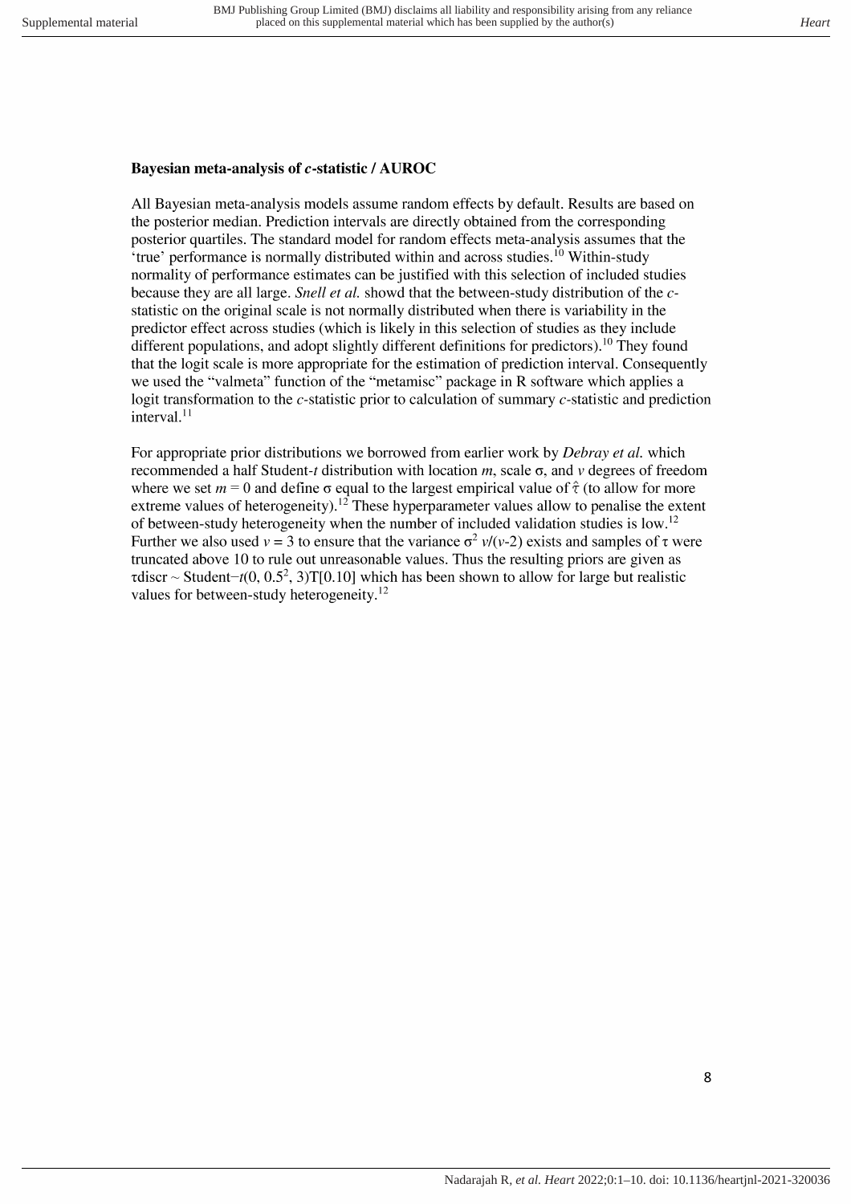### Bayesian meta-analysis of *c*-statistic / AUROC

All Bayesian meta-analysis models assume random effects by default. Results are based on the posterior median. Prediction intervals are directly obtained from the corresponding posterior quartiles. The standard model for random effects meta-analysis assumes that the 'true' performance is normally distributed within and across studies.[10] Within-study normality of performance estimates can be justified with this selection of included studies because they are all large. *Snell et al.* showd that the between-study distribution of the *c*-statistic on the original scale is not normally distributed when there is variability in the predictor effect across studies (which is likely in this selection of studies as they include different populations, and adopt slightly different definitions for predictors).[10] They found that the logit scale is more appropriate for the estimation of prediction interval. Consequently we used the "valmeta" function of the "metamisc" package in R software which applies a logit transformation to the *c*-statistic prior to calculation of summary *c*-statistic and prediction interval.[11]

For appropriate prior distributions we borrowed from earlier work by *Debray et al.* which recommended a half Student-*t* distribution with location $m$, scale $\sigma$, and $v$ degrees of freedom where we set $m = 0$ and define $\sigma$ equal to the largest empirical value of $\hat{\tau}$ (to allow for more extreme values of heterogeneity).[12] These hyperparameter values allow to penalise the extent of between-study heterogeneity when the number of included validation studies is low.[12] Further we also used $v = 3$ to ensure that the variance $\sigma^2\ v/(v\text{-}2)$ exists and samples of $\tau$ were truncated above 10 to rule out unreasonable values. Thus the resulting priors are given as $\tau$discr ~ Student−$t(0, 0.5^2, 3)$T[0.10] which has been shown to allow for large but realistic values for between-study heterogeneity.[12]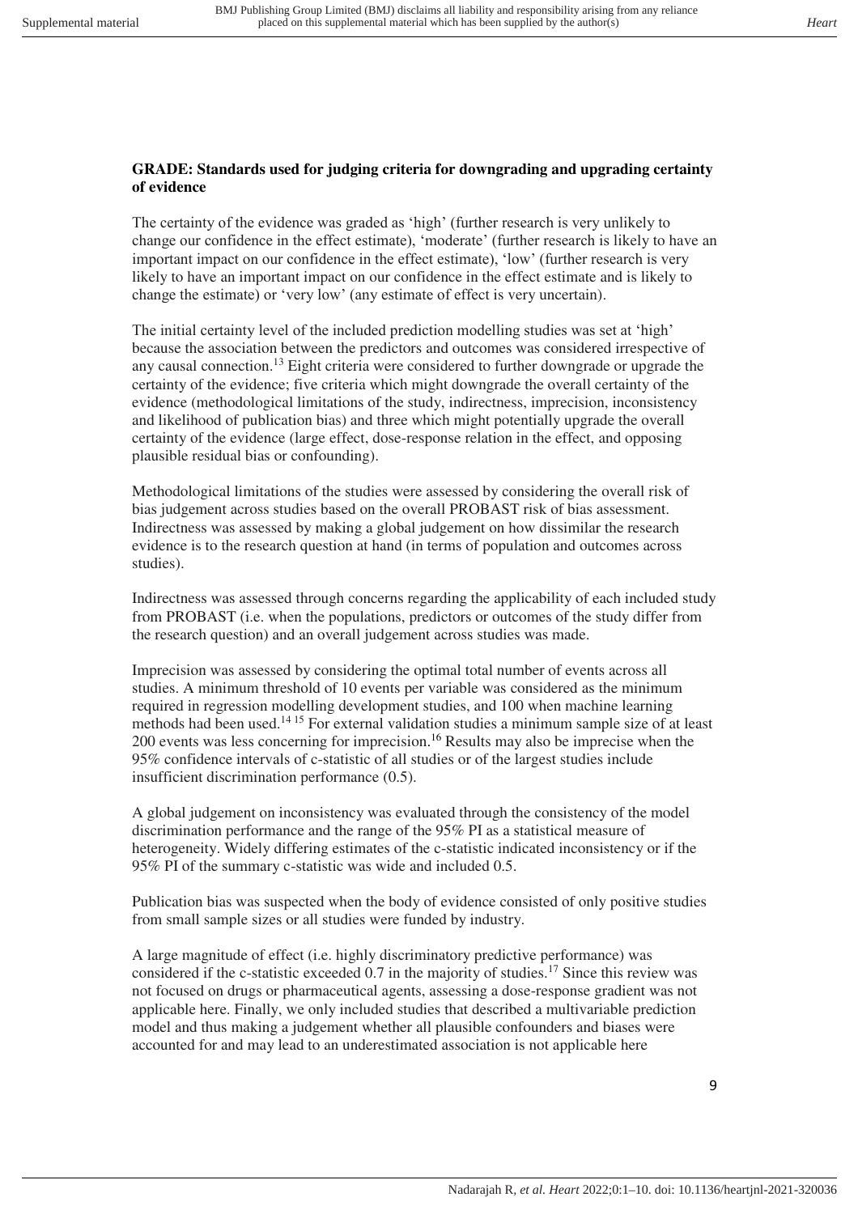**GRADE: Standards used for judging criteria for downgrading and upgrading certainty of evidence**

The certainty of the evidence was graded as 'high' (further research is very unlikely to change our confidence in the effect estimate), 'moderate' (further research is likely to have an important impact on our confidence in the effect estimate), 'low' (further research is very likely to have an important impact on our confidence in the effect estimate and is likely to change the estimate) or 'very low' (any estimate of effect is very uncertain).

The initial certainty level of the included prediction modelling studies was set at 'high' because the association between the predictors and outcomes was considered irrespective of any causal connection.[13] Eight criteria were considered to further downgrade or upgrade the certainty of the evidence; five criteria which might downgrade the overall certainty of the evidence (methodological limitations of the study, indirectness, imprecision, inconsistency and likelihood of publication bias) and three which might potentially upgrade the overall certainty of the evidence (large effect, dose-response relation in the effect, and opposing plausible residual bias or confounding).

Methodological limitations of the studies were assessed by considering the overall risk of bias judgement across studies based on the overall PROBAST risk of bias assessment. Indirectness was assessed by making a global judgement on how dissimilar the research evidence is to the research question at hand (in terms of population and outcomes across studies).

Indirectness was assessed through concerns regarding the applicability of each included study from PROBAST (i.e. when the populations, predictors or outcomes of the study differ from the research question) and an overall judgement across studies was made.

Imprecision was assessed by considering the optimal total number of events across all studies. A minimum threshold of 10 events per variable was considered as the minimum required in regression modelling development studies, and 100 when machine learning methods had been used.[14 15] For external validation studies a minimum sample size of at least 200 events was less concerning for imprecision.[16] Results may also be imprecise when the 95% confidence intervals of c-statistic of all studies or of the largest studies include insufficient discrimination performance (0.5).

A global judgement on inconsistency was evaluated through the consistency of the model discrimination performance and the range of the 95% PI as a statistical measure of heterogeneity. Widely differing estimates of the c-statistic indicated inconsistency or if the 95% PI of the summary c-statistic was wide and included 0.5.

Publication bias was suspected when the body of evidence consisted of only positive studies from small sample sizes or all studies were funded by industry.

A large magnitude of effect (i.e. highly discriminatory predictive performance) was considered if the c-statistic exceeded 0.7 in the majority of studies.[17] Since this review was not focused on drugs or pharmaceutical agents, assessing a dose-response gradient was not applicable here. Finally, we only included studies that described a multivariable prediction model and thus making a judgement whether all plausible confounders and biases were accounted for and may lead to an underestimated association is not applicable here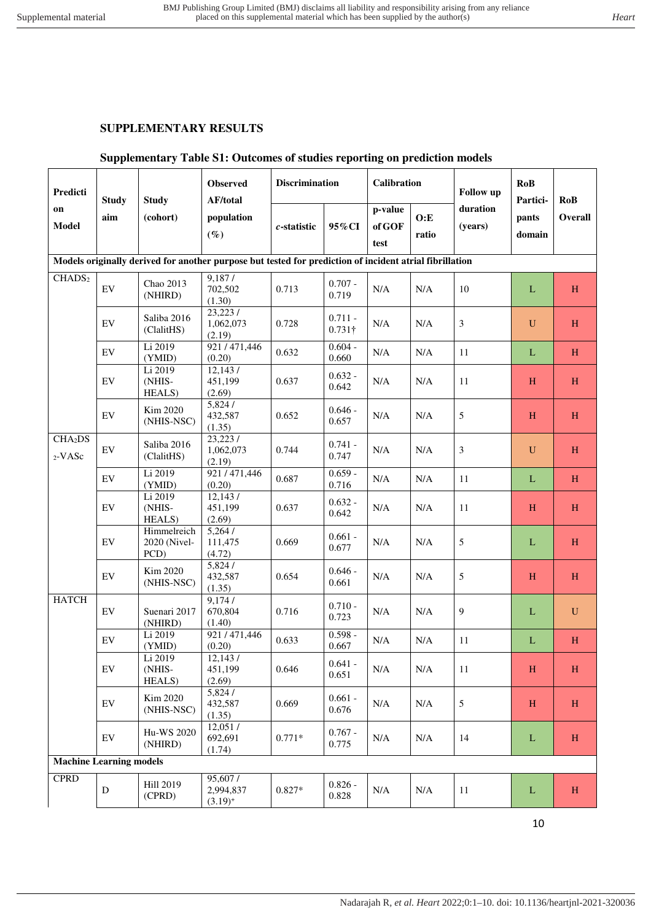## SUPPLEMENTARY RESULTS

### Supplementary Table S1: Outcomes of studies reporting on prediction models

| Prediction Model | Study aim | Study (cohort) | Observed AF/total population (%) | Discrimination | | Calibration | | Follow up duration (years) | RoB Participants domain | RoB Overall |
|---|---|---|---|---|---|---|---|---|---|---|
| | | | | *c*-statistic | 95%CI | p-value of GOF test | O:E ratio | | | |
| **Models originally derived for another purpose but tested for prediction of incident atrial fibrillation** | | | | | | | | | | |
| $CHADS_2$ | EV | Chao 2013 (NHIRD) | 9,187 / 702,502 (1.30) | 0.713 | 0.707 - 0.719 | N/A | N/A | 10 | L | H |
| | EV | Saliba 2016 (ClalitHS) | 23,223 / 1,062,073 (2.19) | 0.728 | 0.711 - 0.731† | N/A | N/A | 3 | U | H |
| | EV | Li 2019 (YMID) | 921 / 471,446 (0.20) | 0.632 | 0.604 - 0.660 | N/A | N/A | 11 | L | H |
| | EV | Li 2019 (NHIS-HEALS) | 12,143 / 451,199 (2.69) | 0.637 | 0.632 - 0.642 | N/A | N/A | 11 | H | H |
| | EV | Kim 2020 (NHIS-NSC) | 5,824 / 432,587 (1.35) | 0.652 | 0.646 - 0.657 | N/A | N/A | 5 | H | H |
| $CHA_2DS_2$-VASc | EV | Saliba 2016 (ClalitHS) | 23,223 / 1,062,073 (2.19) | 0.744 | 0.741 - 0.747 | N/A | N/A | 3 | U | H |
| | EV | Li 2019 (YMID) | 921 / 471,446 (0.20) | 0.687 | 0.659 - 0.716 | N/A | N/A | 11 | L | H |
| | EV | Li 2019 (NHIS-HEALS) | 12,143 / 451,199 (2.69) | 0.637 | 0.632 - 0.642 | N/A | N/A | 11 | H | H |
| | EV | Himmelreich 2020 (Nivel-PCD) | 5,264 / 111,475 (4.72) | 0.669 | 0.661 - 0.677 | N/A | N/A | 5 | L | H |
| | EV | Kim 2020 (NHIS-NSC) | 5,824 / 432,587 (1.35) | 0.654 | 0.646 - 0.661 | N/A | N/A | 5 | H | H |
| HATCH | EV | Suenari 2017 (NHIRD) | 9,174 / 670,804 (1.40) | 0.716 | 0.710 - 0.723 | N/A | N/A | 9 | L | U |
| | EV | Li 2019 (YMID) | 921 / 471,446 (0.20) | 0.633 | 0.598 - 0.667 | N/A | N/A | 11 | L | H |
| | EV | Li 2019 (NHIS-HEALS) | 12,143 / 451,199 (2.69) | 0.646 | 0.641 - 0.651 | N/A | N/A | 11 | H | H |
| | EV | Kim 2020 (NHIS-NSC) | 5,824 / 432,587 (1.35) | 0.669 | 0.661 - 0.676 | N/A | N/A | 5 | H | H |
| | EV | Hu-WS 2020 (NHIRD) | 12,051 / 692,691 (1.74) | 0.771* | 0.767 - 0.775 | N/A | N/A | 14 | L | H |
| **Machine Learning models** | | | | | | | | | | |
| CPRD | D | Hill 2019 (CPRD) | 95,607 / 2,994,837 (3.19)⁺ | 0.827* | 0.826 - 0.828 | N/A | N/A | 11 | L | H |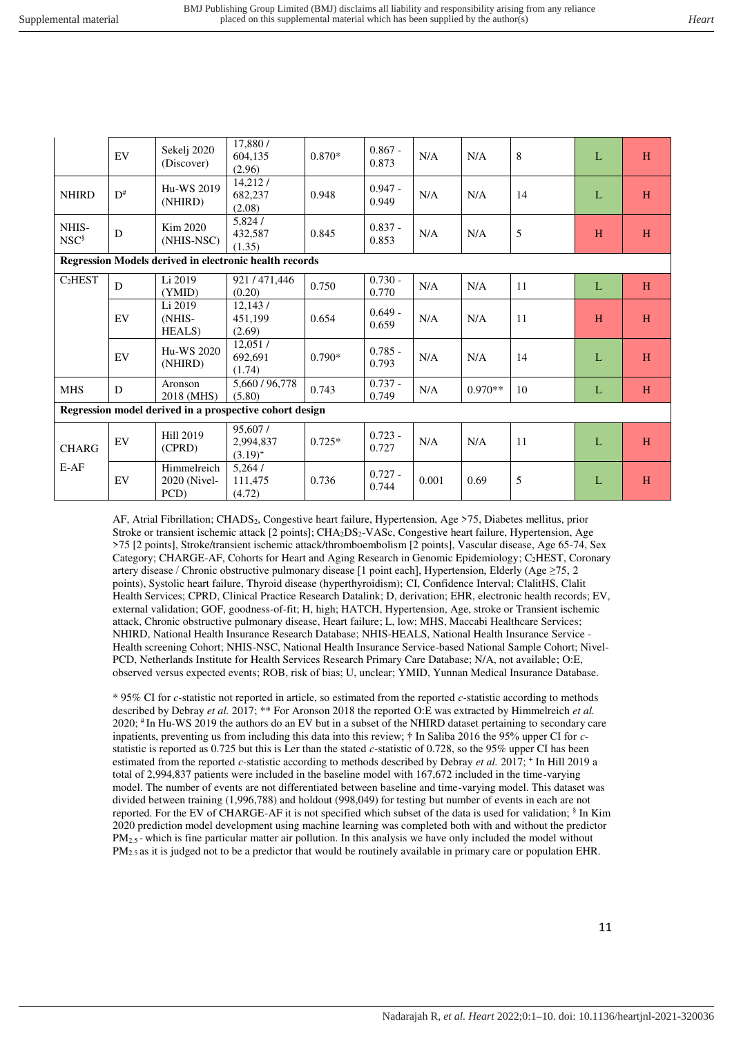| | EV | Sekelj 2020 (Discover) | 17,880 / 604,135 (2.96) | 0.870* | 0.867 - 0.873 | N/A | N/A | 8 | L | H |
|---|---|---|---|---|---|---|---|---|---|---|
| NHIRD | D[#] | Hu-WS 2019 (NHIRD) | 14,212 / 682,237 (2.08) | 0.948 | 0.947 - 0.949 | N/A | N/A | 14 | L | H |
| NHIS-NSC[§] | D | Kim 2020 (NHIS-NSC) | 5,824 / 432,587 (1.35) | 0.845 | 0.837 - 0.853 | N/A | N/A | 5 | H | H |
| **Regression Models derived in electronic health records** | | | | | | | | | | |
| $C_2$HEST | D | Li 2019 (YMID) | 921 / 471,446 (0.20) | 0.750 | 0.730 - 0.770 | N/A | N/A | 11 | L | H |
| | EV | Li 2019 (NHIS-HEALS) | 12,143 / 451,199 (2.69) | 0.654 | 0.649 - 0.659 | N/A | N/A | 11 | H | H |
| | EV | Hu-WS 2020 (NHIRD) | 12,051 / 692,691 (1.74) | 0.790* | 0.785 - 0.793 | N/A | N/A | 14 | L | H |
| MHS | D | Aronson 2018 (MHS) | 5,660 / 96,778 (5.80) | 0.743 | 0.737 - 0.749 | N/A | 0.970** | 10 | L | H |
| **Regression model derived in a prospective cohort design** | | | | | | | | | | |
| CHARGE-AF | EV | Hill 2019 (CPRD) | 95,607 / 2,994,837 (3.19)[+] | 0.725* | 0.723 - 0.727 | N/A | N/A | 11 | L | H |
| | EV | Himmelreich 2020 (Nivel-PCD) | 5,264 / 111,475 (4.72) | 0.736 | 0.727 - 0.744 | 0.001 | 0.69 | 5 | L | H |

AF, Atrial Fibrillation; $CHADS_2$, Congestive heart failure, Hypertension, Age >75, Diabetes mellitus, prior Stroke or transient ischemic attack [2 points]; $CHA_2DS_2$-VASc, Congestive heart failure, Hypertension, Age >75 [2 points], Stroke/transient ischemic attack/thromboembolism [2 points], Vascular disease, Age 65-74, Sex Category; CHARGE-AF, Cohorts for Heart and Aging Research in Genomic Epidemiology; $C_2$HEST, Coronary artery disease / Chronic obstructive pulmonary disease [1 point each], Hypertension, Elderly (Age ≥75, 2 points), Systolic heart failure, Thyroid disease (hyperthyroidism); CI, Confidence Interval; ClalitHS, Clalit Health Services; CPRD, Clinical Practice Research Datalink; D, derivation; EHR, electronic health records; EV, external validation; GOF, goodness-of-fit; H, high; HATCH, Hypertension, Age, stroke or Transient ischemic attack, Chronic obstructive pulmonary disease, Heart failure; L, low; MHS, Maccabi Healthcare Services; NHIRD, National Health Insurance Research Database; NHIS-HEALS, National Health Insurance Service - Health screening Cohort; NHIS-NSC, National Health Insurance Service-based National Sample Cohort; Nivel-PCD, Netherlands Institute for Health Services Research Primary Care Database; N/A, not available; O:E, observed versus expected events; ROB, risk of bias; U, unclear; YMID, Yunnan Medical Insurance Database.

\* 95% CI for *c*-statistic not reported in article, so estimated from the reported *c*-statistic according to methods described by Debray *et al.* 2017; ** For Aronson 2018 the reported O:E was extracted by Himmelreich *et al.* 2020; [#] In Hu-WS 2019 the authors do an EV but in a subset of the NHIRD dataset pertaining to secondary care inpatients, preventing us from including this data into this review; † In Saliba 2016 the 95% upper CI for *c*-statistic is reported as 0.725 but this is Ler than the stated *c*-statistic of 0.728, so the 95% upper CI has been estimated from the reported *c*-statistic according to methods described by Debray *et al.* 2017; [+] In Hill 2019 a total of 2,994,837 patients were included in the baseline model with 167,672 included in the time-varying model. The number of events are not differentiated between baseline and time-varying model. This dataset was divided between training (1,996,788) and holdout (998,049) for testing but number of events in each are not reported. For the EV of CHARGE-AF it is not specified which subset of the data is used for validation; [§] In Kim 2020 prediction model development using machine learning was completed both with and without the predictor $PM_{2.5}$ - which is fine particular matter air pollution. In this analysis we have only included the model without $PM_{2.5}$ as it is judged not to be a predictor that would be routinely available in primary care or population EHR.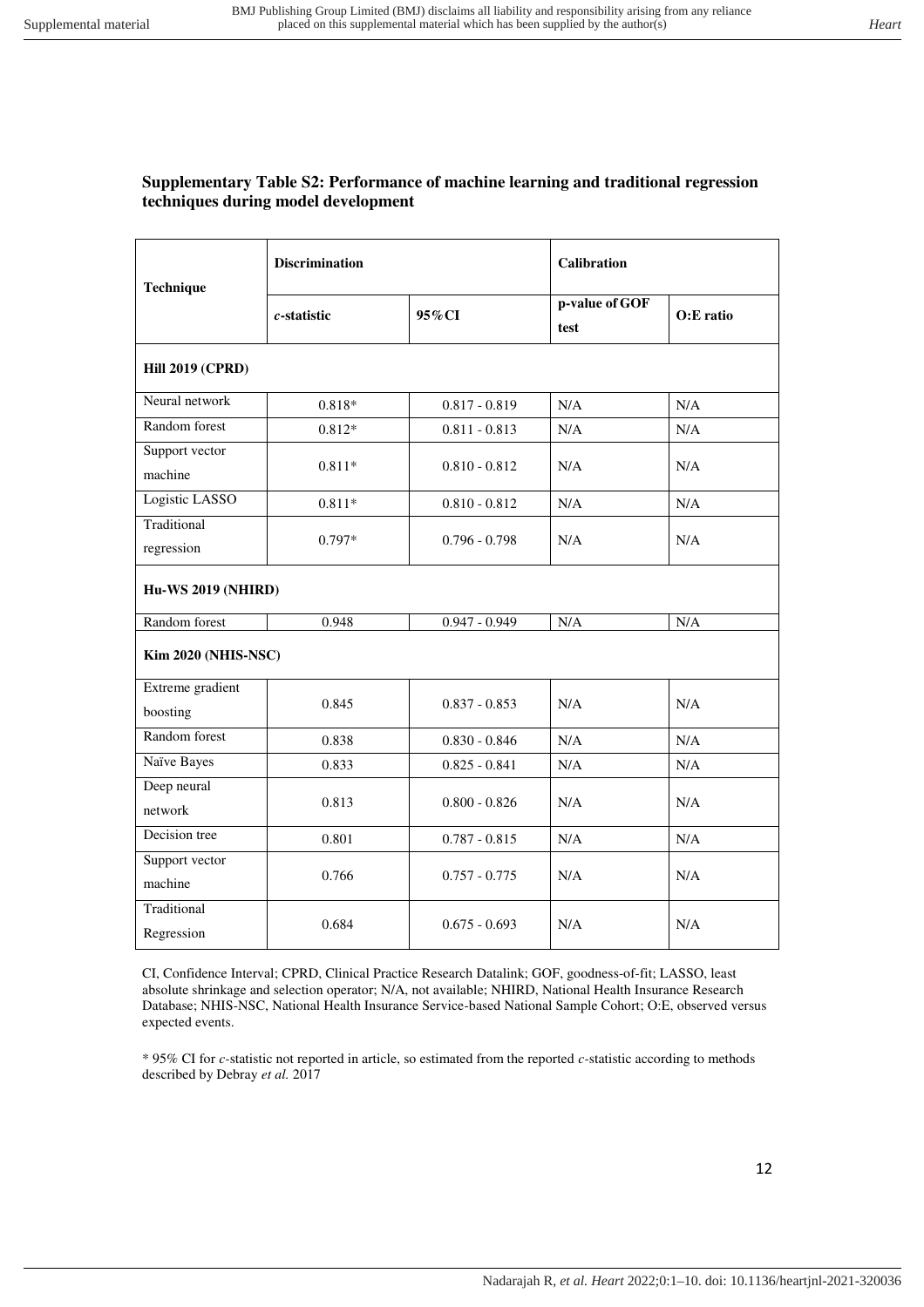**Supplementary Table S2: Performance of machine learning and traditional regression techniques during model development**

| Technique | Discrimination | | Calibration | |
|---|---|---|---|---|
| | *c*-statistic | 95%CI | p-value of GOF test | O:E ratio |
| **Hill 2019 (CPRD)** | | | | |
| Neural network | 0.818* | 0.817 - 0.819 | N/A | N/A |
| Random forest | 0.812* | 0.811 - 0.813 | N/A | N/A |
| Support vector machine | 0.811* | 0.810 - 0.812 | N/A | N/A |
| Logistic LASSO | 0.811* | 0.810 - 0.812 | N/A | N/A |
| Traditional regression | 0.797* | 0.796 - 0.798 | N/A | N/A |
| **Hu-WS 2019 (NHIRD)** | | | | |
| Random forest | 0.948 | 0.947 - 0.949 | N/A | N/A |
| **Kim 2020 (NHIS-NSC)** | | | | |
| Extreme gradient boosting | 0.845 | 0.837 - 0.853 | N/A | N/A |
| Random forest | 0.838 | 0.830 - 0.846 | N/A | N/A |
| Naïve Bayes | 0.833 | 0.825 - 0.841 | N/A | N/A |
| Deep neural network | 0.813 | 0.800 - 0.826 | N/A | N/A |
| Decision tree | 0.801 | 0.787 - 0.815 | N/A | N/A |
| Support vector machine | 0.766 | 0.757 - 0.775 | N/A | N/A |
| Traditional Regression | 0.684 | 0.675 - 0.693 | N/A | N/A |

CI, Confidence Interval; CPRD, Clinical Practice Research Datalink; GOF, goodness-of-fit; LASSO, least absolute shrinkage and selection operator; N/A, not available; NHIRD, National Health Insurance Research Database; NHIS-NSC, National Health Insurance Service-based National Sample Cohort; O:E, observed versus expected events.

* 95% CI for *c*-statistic not reported in article, so estimated from the reported *c*-statistic according to methods described by Debray *et al.* 2017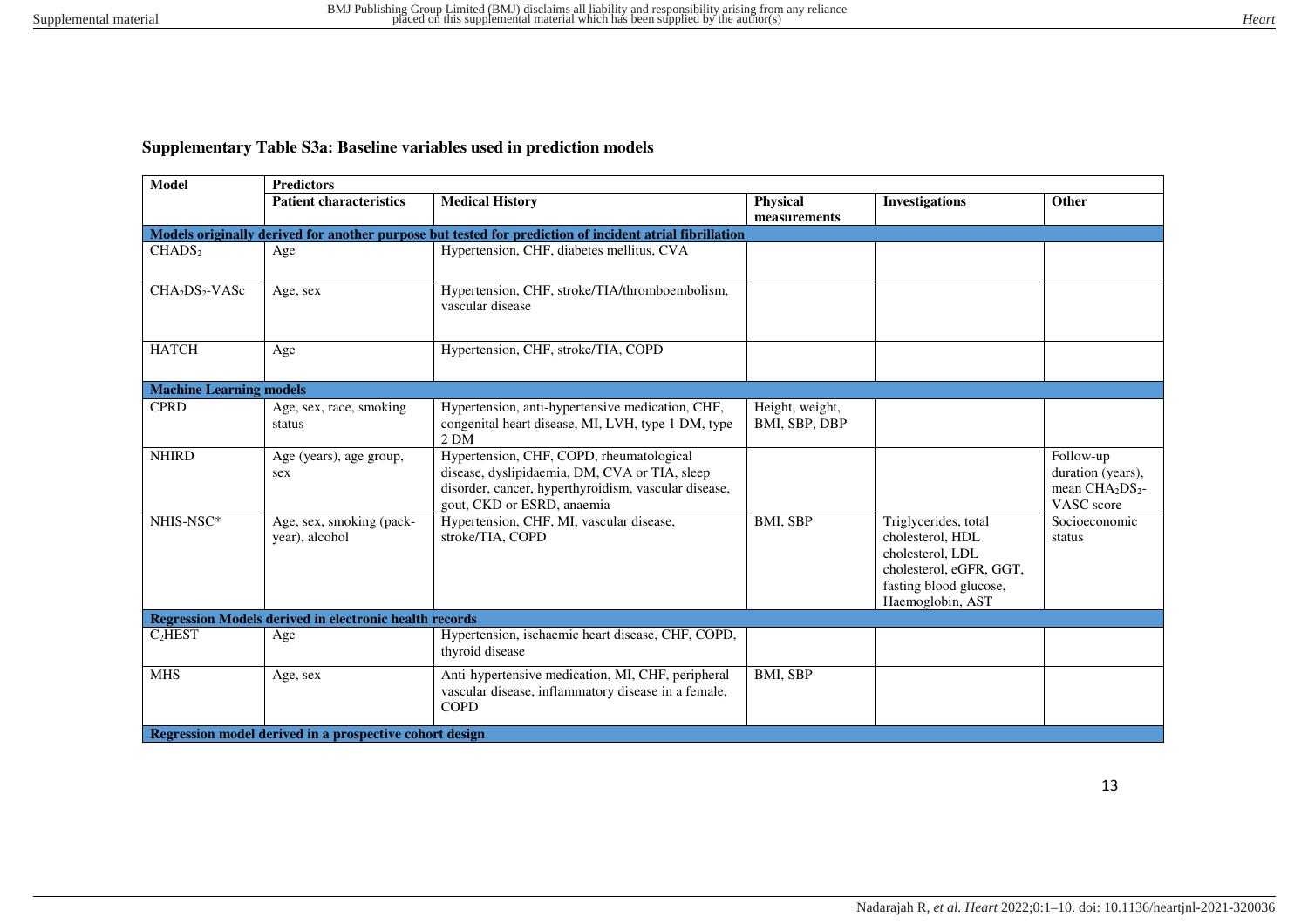## Supplementary Table S3a: Baseline variables used in prediction models

| Model | Predictors | | | | |
|---|---|---|---|---|---|
| | **Patient characteristics** | **Medical History** | **Physical measurements** | **Investigations** | **Other** |
| **Models originally derived for another purpose but tested for prediction of incident atrial fibrillation** | | | | | |
| $CHADS_2$ | Age | Hypertension, CHF, diabetes mellitus, CVA | | | |
| $CHA_2DS_2$-VASc | Age, sex | Hypertension, CHF, stroke/TIA/thromboembolism, vascular disease | | | |
| HATCH | Age | Hypertension, CHF, stroke/TIA, COPD | | | |
| **Machine Learning models** | | | | | |
| CPRD | Age, sex, race, smoking status | Hypertension, anti-hypertensive medication, CHF, congenital heart disease, MI, LVH, type 1 DM, type 2 DM | Height, weight, BMI, SBP, DBP | | |
| NHIRD | Age (years), age group, sex | Hypertension, CHF, COPD, rheumatological disease, dyslipidaemia, DM, CVA or TIA, sleep disorder, cancer, hyperthyroidism, vascular disease, gout, CKD or ESRD, anaemia | | | Follow-up duration (years), mean $CHA_2DS_2$-VASC score |
| NHIS-NSC* | Age, sex, smoking (pack-year), alcohol | Hypertension, CHF, MI, vascular disease, stroke/TIA, COPD | BMI, SBP | Triglycerides, total cholesterol, HDL cholesterol, LDL cholesterol, eGFR, GGT, fasting blood glucose, Haemoglobin, AST | Socioeconomic status |
| **Regression Models derived in electronic health records** | | | | | |
| $C_2$HEST | Age | Hypertension, ischaemic heart disease, CHF, COPD, thyroid disease | | | |
| MHS | Age, sex | Anti-hypertensive medication, MI, CHF, peripheral vascular disease, inflammatory disease in a female, COPD | BMI, SBP | | |
| **Regression model derived in a prospective cohort design** | | | | | |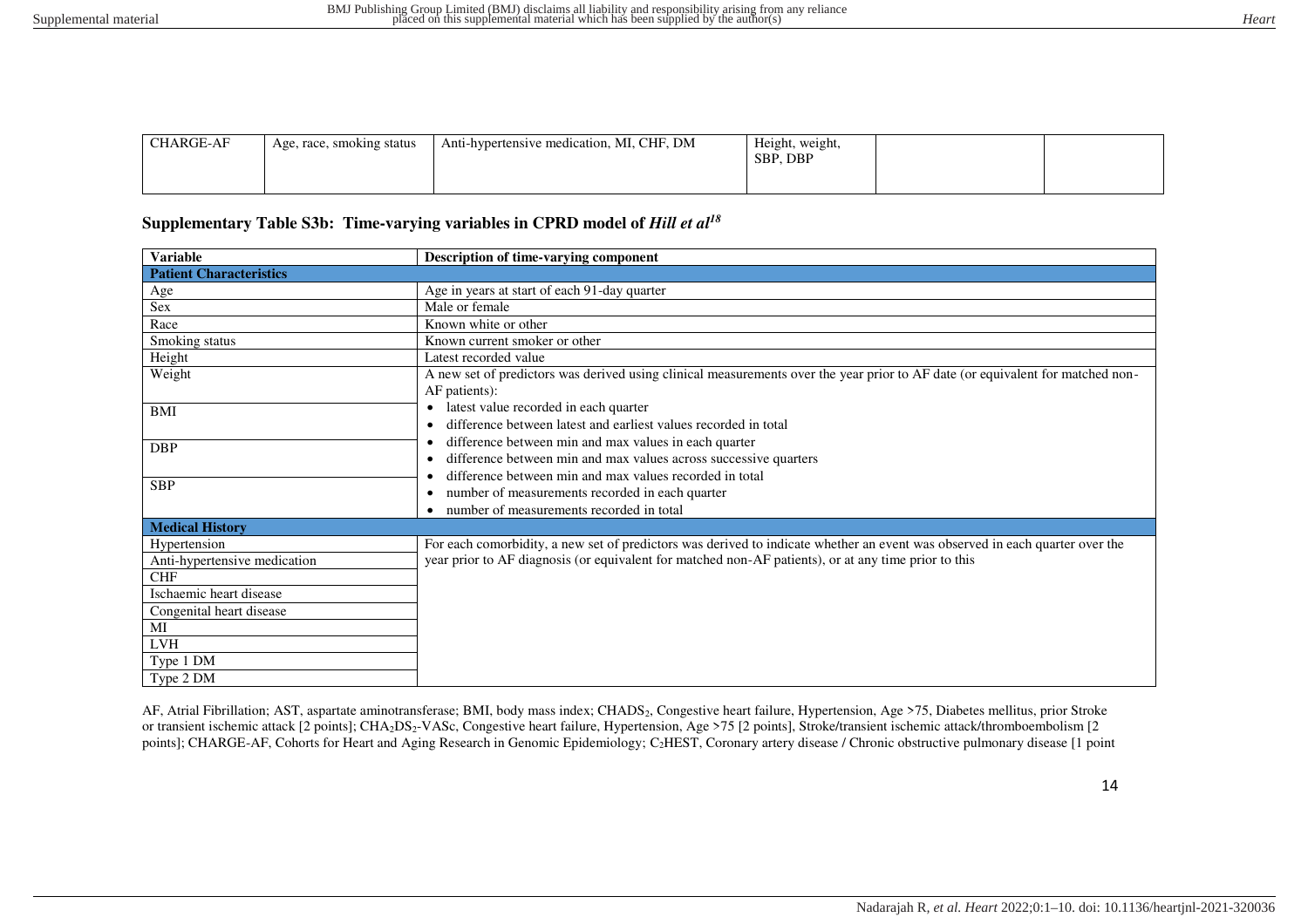| CHARGE-AF | Age, race, smoking status | Anti-hypertensive medication, MI, CHF, DM | Height, weight, SBP, DBP | | |
|---|---|---|---|---|---|

**Supplementary Table S3b: Time-varying variables in CPRD model of *Hill et al*[18]**

| Variable | Description of time-varying component |
|---|---|
| **Patient Characteristics** | |
| Age | Age in years at start of each 91-day quarter |
| Sex | Male or female |
| Race | Known white or other |
| Smoking status | Known current smoker or other |
| Height | Latest recorded value |
| Weight | A new set of predictors was derived using clinical measurements over the year prior to AF date (or equivalent for matched non-AF patients): • latest value recorded in each quarter • difference between latest and earliest values recorded in total • difference between min and max values in each quarter • difference between min and max values across successive quarters • difference between min and max values recorded in total • number of measurements recorded in each quarter • number of measurements recorded in total |
| BMI | |
| DBP | |
| SBP | |
| **Medical History** | |
| Hypertension | For each comorbidity, a new set of predictors was derived to indicate whether an event was observed in each quarter over the year prior to AF diagnosis (or equivalent for matched non-AF patients), or at any time prior to this |
| Anti-hypertensive medication | |
| CHF | |
| Ischaemic heart disease | |
| Congenital heart disease | |
| MI | |
| LVH | |
| Type 1 DM | |
| Type 2 DM | |

AF, Atrial Fibrillation; AST, aspartate aminotransferase; BMI, body mass index; $CHADS_2$, Congestive heart failure, Hypertension, Age >75, Diabetes mellitus, prior Stroke or transient ischemic attack [2 points]; $CHA_2DS_2$-VASc, Congestive heart failure, Hypertension, Age >75 [2 points], Stroke/transient ischemic attack/thromboembolism [2 points]; CHARGE-AF, Cohorts for Heart and Aging Research in Genomic Epidemiology; $C_2$HEST, Coronary artery disease / Chronic obstructive pulmonary disease [1 point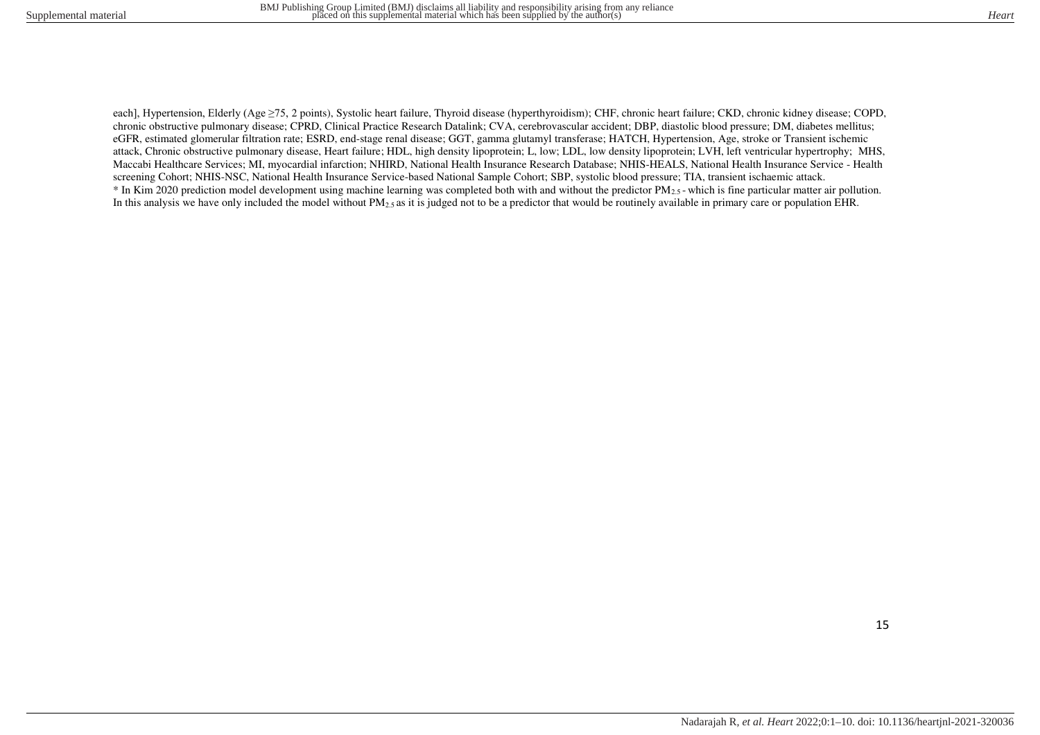each], Hypertension, Elderly (Age ≥75, 2 points), Systolic heart failure, Thyroid disease (hyperthyroidism); CHF, chronic heart failure; CKD, chronic kidney disease; COPD, chronic obstructive pulmonary disease; CPRD, Clinical Practice Research Datalink; CVA, cerebrovascular accident; DBP, diastolic blood pressure; DM, diabetes mellitus; eGFR, estimated glomerular filtration rate; ESRD, end-stage renal disease; GGT, gamma glutamyl transferase; HATCH, Hypertension, Age, stroke or Transient ischemic attack, Chronic obstructive pulmonary disease, Heart failure; HDL, high density lipoprotein; L, low; LDL, low density lipoprotein; LVH, left ventricular hypertrophy; MHS, Maccabi Healthcare Services; MI, myocardial infarction; NHIRD, National Health Insurance Research Database; NHIS-HEALS, National Health Insurance Service - Health screening Cohort; NHIS-NSC, National Health Insurance Service-based National Sample Cohort; SBP, systolic blood pressure; TIA, transient ischaemic attack.

* In Kim 2020 prediction model development using machine learning was completed both with and without the predictor $PM_{2.5}$ - which is fine particular matter air pollution. In this analysis we have only included the model without $PM_{2.5}$ as it is judged not to be a predictor that would be routinely available in primary care or population EHR.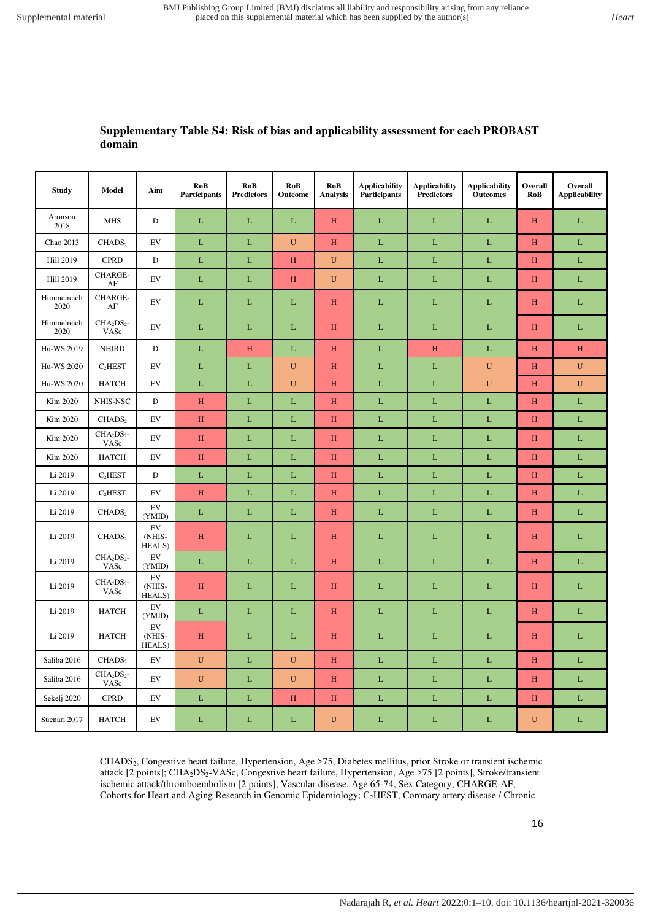## Supplementary Table S4: Risk of bias and applicability assessment for each PROBAST domain

| Study | Model | Aim | RoB Participants | RoB Predictors | RoB Outcome | RoB Analysis | Applicability Participants | Applicability Predictors | Applicability Outcomes | Overall RoB | Overall Applicability |
|---|---|---|---|---|---|---|---|---|---|---|---|
| Aronson 2018 | MHS | D | L | L | L | H | L | L | L | H | L |
| Chao 2013 | $CHADS_2$ | EV | L | L | U | H | L | L | L | H | L |
| Hill 2019 | CPRD | D | L | L | H | U | L | L | L | H | L |
| Hill 2019 | CHARGE-AF | EV | L | L | H | U | L | L | L | H | L |
| Himmelreich 2020 | CHARGE-AF | EV | L | L | L | H | L | L | L | H | L |
| Himmelreich 2020 | $CHA_2DS_2$-VASc | EV | L | L | L | H | L | L | L | H | L |
| Hu-WS 2019 | NHIRD | D | L | H | L | H | L | H | L | H | H |
| Hu-WS 2020 | $C_2HEST$ | EV | L | L | U | H | L | L | U | H | U |
| Hu-WS 2020 | HATCH | EV | L | L | U | H | L | L | U | H | U |
| Kim 2020 | NHIS-NSC | D | H | L | L | H | L | L | L | H | L |
| Kim 2020 | $CHADS_2$ | EV | H | L | L | H | L | L | L | H | L |
| Kim 2020 | $CHA_2DS_2$-VASc | EV | H | L | L | H | L | L | L | H | L |
| Kim 2020 | HATCH | EV | H | L | L | H | L | L | L | H | L |
| Li 2019 | $C_2HEST$ | D | L | L | L | H | L | L | L | H | L |
| Li 2019 | $C_2HEST$ | EV | H | L | L | H | L | L | L | H | L |
| Li 2019 | $CHADS_2$ | EV (YMID) | L | L | L | H | L | L | L | H | L |
| Li 2019 | $CHADS_2$ | EV (NHIS-HEALS) | H | L | L | H | L | L | L | H | L |
| Li 2019 | $CHA_2DS_2$-VASc | EV (YMID) | L | L | L | H | L | L | L | H | L |
| Li 2019 | $CHA_2DS_2$-VASc | EV (NHIS-HEALS) | H | L | L | H | L | L | L | H | L |
| Li 2019 | HATCH | EV (YMID) | L | L | L | H | L | L | L | H | L |
| Li 2019 | HATCH | EV (NHIS-HEALS) | H | L | L | H | L | L | L | H | L |
| Saliba 2016 | $CHADS_2$ | EV | U | L | U | H | L | L | L | H | L |
| Saliba 2016 | $CHA_2DS_2$-VASc | EV | U | L | U | H | L | L | L | H | L |
| Sekelj 2020 | CPRD | EV | L | L | H | H | L | L | L | H | L |
| Suenari 2017 | HATCH | EV | L | L | L | U | L | L | L | U | L |

$CHADS_2$, Congestive heart failure, Hypertension, Age >75, Diabetes mellitus, prior Stroke or transient ischemic attack [2 points]; $CHA_2DS_2$-VASc, Congestive heart failure, Hypertension, Age >75 [2 points], Stroke/transient ischemic attack/thromboembolism [2 points], Vascular disease, Age 65-74, Sex Category; CHARGE-AF, Cohorts for Heart and Aging Research in Genomic Epidemiology; $C_2HEST$, Coronary artery disease / Chronic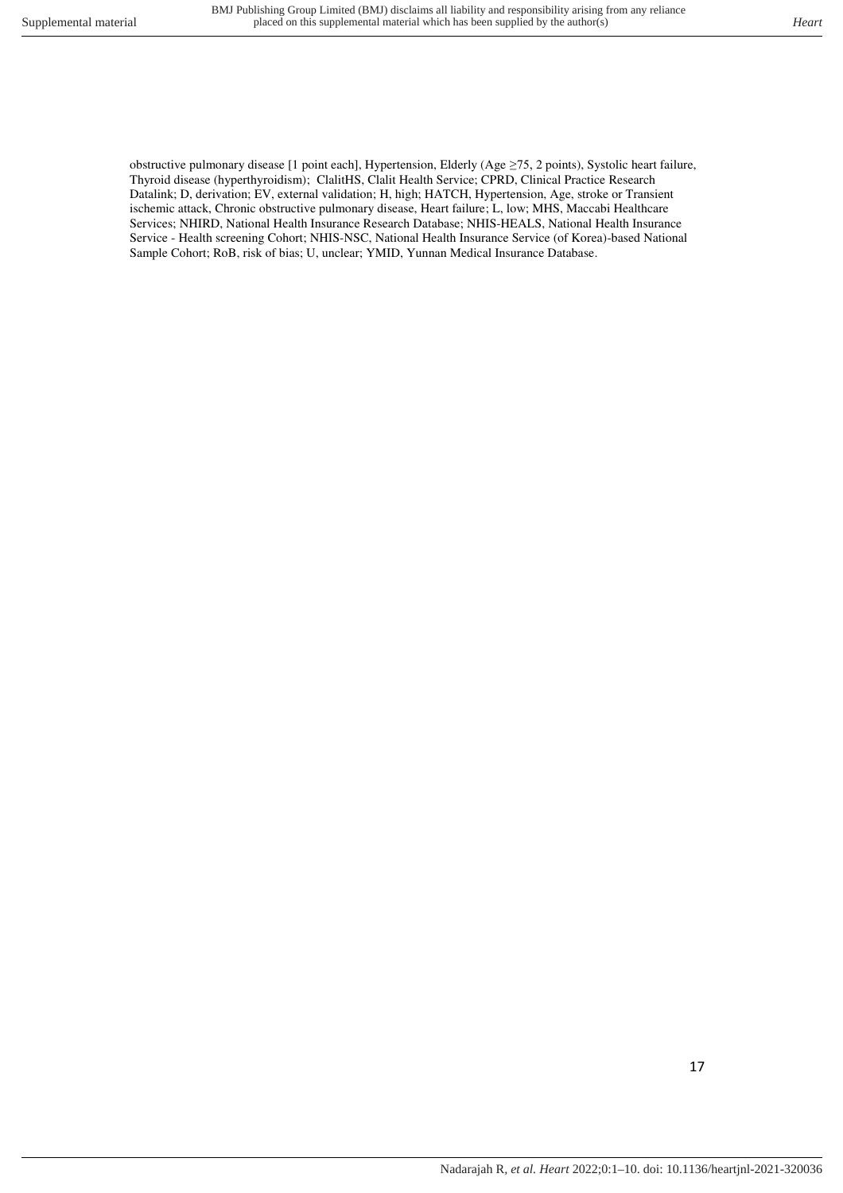obstructive pulmonary disease [1 point each], Hypertension, Elderly (Age ≥75, 2 points), Systolic heart failure, Thyroid disease (hyperthyroidism); ClalitHS, Clalit Health Service; CPRD, Clinical Practice Research Datalink; D, derivation; EV, external validation; H, high; HATCH, Hypertension, Age, stroke or Transient ischemic attack, Chronic obstructive pulmonary disease, Heart failure; L, low; MHS, Maccabi Healthcare Services; NHIRD, National Health Insurance Research Database; NHIS-HEALS, National Health Insurance Service - Health screening Cohort; NHIS-NSC, National Health Insurance Service (of Korea)-based National Sample Cohort; RoB, risk of bias; U, unclear; YMID, Yunnan Medical Insurance Database.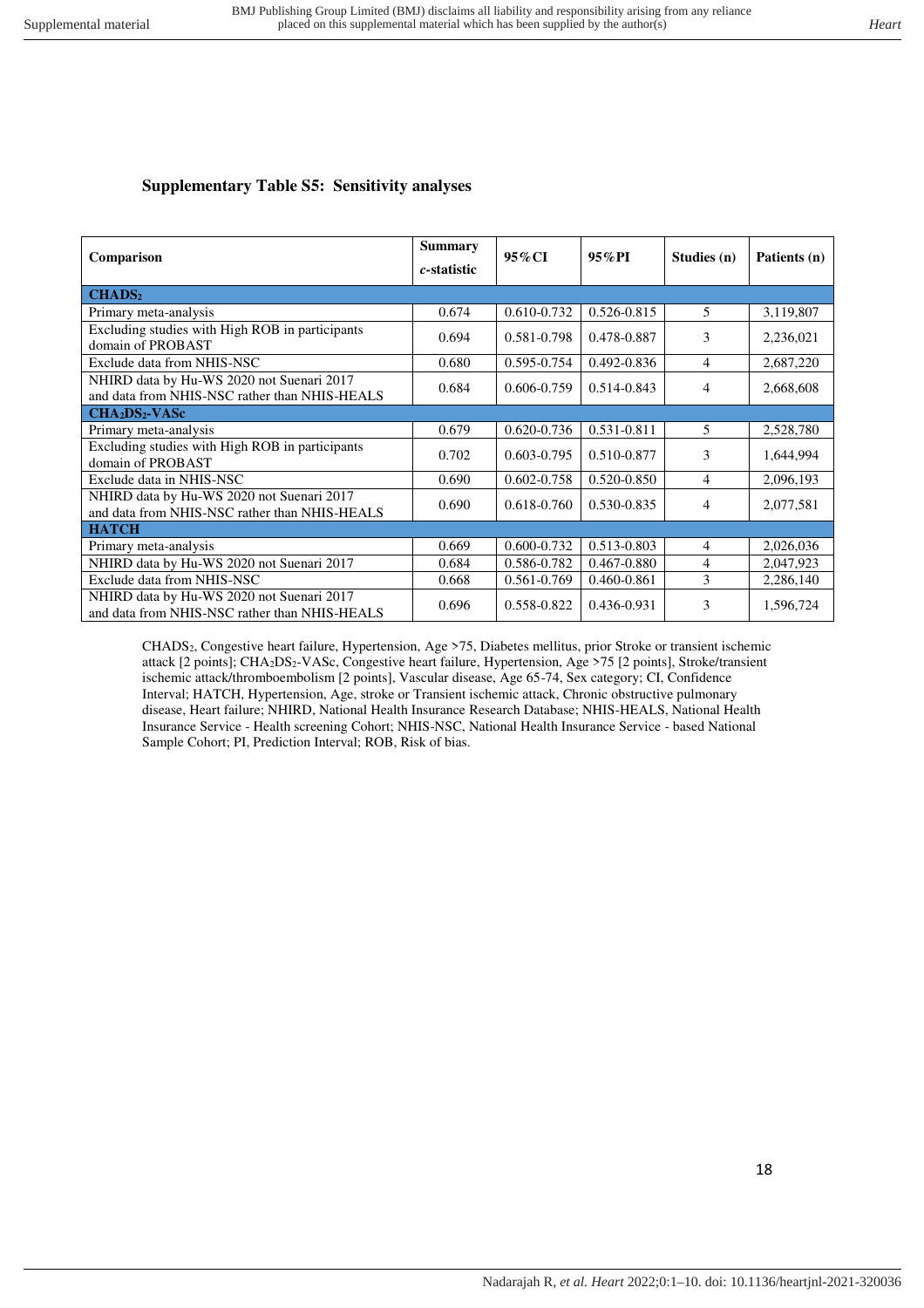## Supplementary Table S5: Sensitivity analyses

| Comparison | Summary *c*-statistic | 95%CI | 95%PI | Studies (n) | Patients (n) |
|---|---|---|---|---|---|
| **CHADS$_2$** | | | | | |
| Primary meta-analysis | 0.674 | 0.610-0.732 | 0.526-0.815 | 5 | 3,119,807 |
| Excluding studies with High ROB in participants domain of PROBAST | 0.694 | 0.581-0.798 | 0.478-0.887 | 3 | 2,236,021 |
| Exclude data from NHIS-NSC | 0.680 | 0.595-0.754 | 0.492-0.836 | 4 | 2,687,220 |
| NHIRD data by Hu-WS 2020 not Suenari 2017 and data from NHIS-NSC rather than NHIS-HEALS | 0.684 | 0.606-0.759 | 0.514-0.843 | 4 | 2,668,608 |
| **CHA$_2$DS$_2$-VASc** | | | | | |
| Primary meta-analysis | 0.679 | 0.620-0.736 | 0.531-0.811 | 5 | 2,528,780 |
| Excluding studies with High ROB in participants domain of PROBAST | 0.702 | 0.603-0.795 | 0.510-0.877 | 3 | 1,644,994 |
| Exclude data in NHIS-NSC | 0.690 | 0.602-0.758 | 0.520-0.850 | 4 | 2,096,193 |
| NHIRD data by Hu-WS 2020 not Suenari 2017 and data from NHIS-NSC rather than NHIS-HEALS | 0.690 | 0.618-0.760 | 0.530-0.835 | 4 | 2,077,581 |
| **HATCH** | | | | | |
| Primary meta-analysis | 0.669 | 0.600-0.732 | 0.513-0.803 | 4 | 2,026,036 |
| NHIRD data by Hu-WS 2020 not Suenari 2017 | 0.684 | 0.586-0.782 | 0.467-0.880 | 4 | 2,047,923 |
| Exclude data from NHIS-NSC | 0.668 | 0.561-0.769 | 0.460-0.861 | 3 | 2,286,140 |
| NHIRD data by Hu-WS 2020 not Suenari 2017 and data from NHIS-NSC rather than NHIS-HEALS | 0.696 | 0.558-0.822 | 0.436-0.931 | 3 | 1,596,724 |

CHADS$_2$, Congestive heart failure, Hypertension, Age >75, Diabetes mellitus, prior Stroke or transient ischemic attack [2 points]; CHA$_2$DS$_2$-VASc, Congestive heart failure, Hypertension, Age >75 [2 points], Stroke/transient ischemic attack/thromboembolism [2 points], Vascular disease, Age 65-74, Sex category; CI, Confidence Interval; HATCH, Hypertension, Age, stroke or Transient ischemic attack, Chronic obstructive pulmonary disease, Heart failure; NHIRD, National Health Insurance Research Database; NHIS-HEALS, National Health Insurance Service - Health screening Cohort; NHIS-NSC, National Health Insurance Service - based National Sample Cohort; PI, Prediction Interval; ROB, Risk of bias.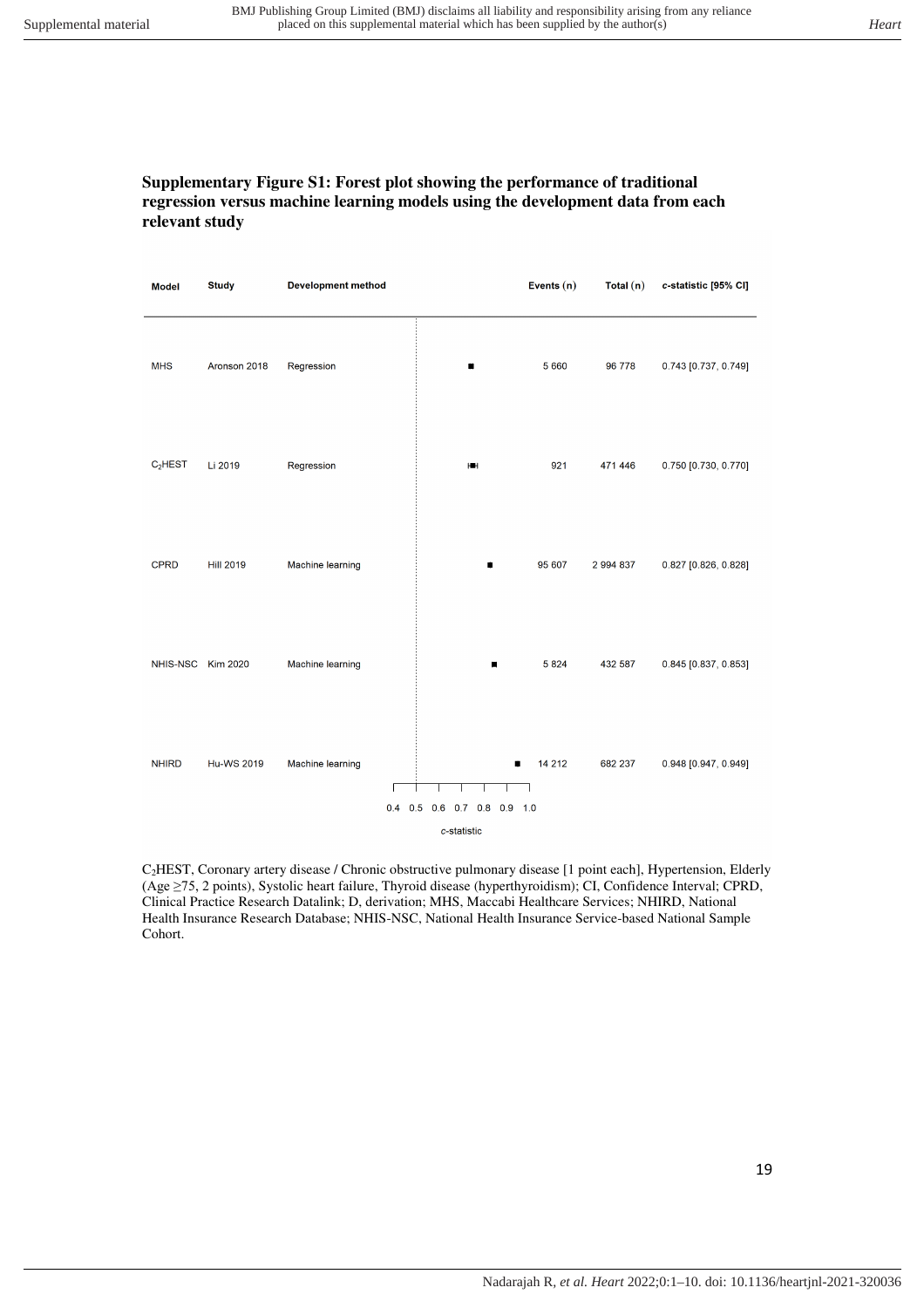**Supplementary Figure S1: Forest plot showing the performance of traditional regression versus machine learning models using the development data from each relevant study**

| Model | Study | Development method | Events (n) | Total (n) | c-statistic [95% CI] |
| --- | --- | --- | --- | --- | --- |
| MHS | Aronson 2018 | Regression | 5 660 | 96 778 | 0.743 [0.737, 0.749] |
| $C_2$HEST | Li 2019 | Regression | 921 | 471 446 | 0.750 [0.730, 0.770] |
| CPRD | Hill 2019 | Machine learning | 95 607 | 2 994 837 | 0.827 [0.826, 0.828] |
| NHIS-NSC | Kim 2020 | Machine learning | 5 824 | 432 587 | 0.845 [0.837, 0.853] |
| NHIRD | Hu-WS 2019 | Machine learning | 14 212 | 682 237 | 0.948 [0.947, 0.949] |

c-statistic (axis: 0.4 0.5 0.6 0.7 0.8 0.9 1.0)

$C_2$HEST, Coronary artery disease / Chronic obstructive pulmonary disease [1 point each], Hypertension, Elderly (Age ≥75, 2 points), Systolic heart failure, Thyroid disease (hyperthyroidism); CI, Confidence Interval; CPRD, Clinical Practice Research Datalink; D, derivation; MHS, Maccabi Healthcare Services; NHIRD, National Health Insurance Research Database; NHIS-NSC, National Health Insurance Service-based National Sample Cohort.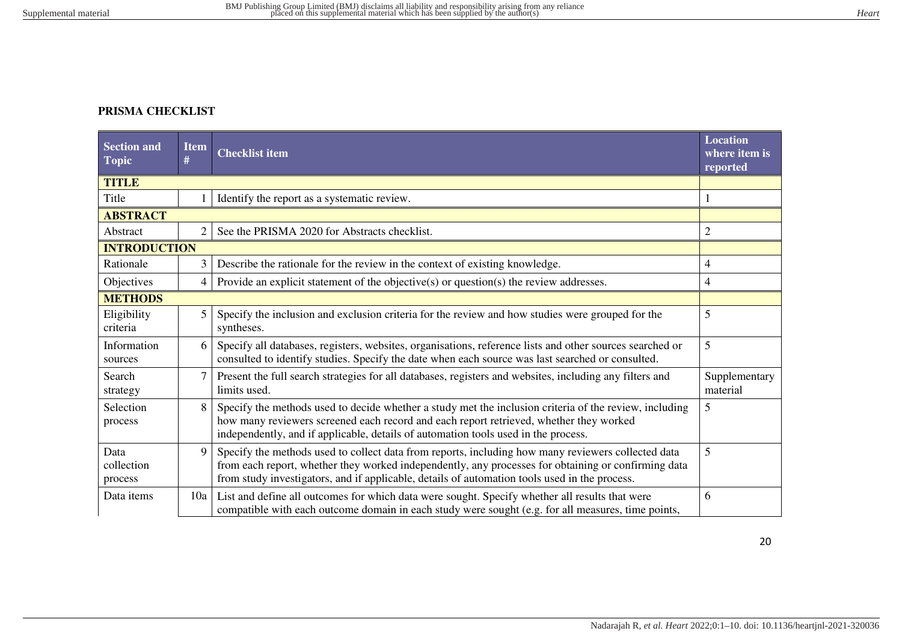## PRISMA CHECKLIST

| Section and Topic | Item # | Checklist item | Location where item is reported |
|---|---|---|---|
| **TITLE** | | | |
| Title | 1 | Identify the report as a systematic review. | 1 |
| **ABSTRACT** | | | |
| Abstract | 2 | See the PRISMA 2020 for Abstracts checklist. | 2 |
| **INTRODUCTION** | | | |
| Rationale | 3 | Describe the rationale for the review in the context of existing knowledge. | 4 |
| Objectives | 4 | Provide an explicit statement of the objective(s) or question(s) the review addresses. | 4 |
| **METHODS** | | | |
| Eligibility criteria | 5 | Specify the inclusion and exclusion criteria for the review and how studies were grouped for the syntheses. | 5 |
| Information sources | 6 | Specify all databases, registers, websites, organisations, reference lists and other sources searched or consulted to identify studies. Specify the date when each source was last searched or consulted. | 5 |
| Search strategy | 7 | Present the full search strategies for all databases, registers and websites, including any filters and limits used. | Supplementary material |
| Selection process | 8 | Specify the methods used to decide whether a study met the inclusion criteria of the review, including how many reviewers screened each record and each report retrieved, whether they worked independently, and if applicable, details of automation tools used in the process. | 5 |
| Data collection process | 9 | Specify the methods used to collect data from reports, including how many reviewers collected data from each report, whether they worked independently, any processes for obtaining or confirming data from study investigators, and if applicable, details of automation tools used in the process. | 5 |
| Data items | 10a | List and define all outcomes for which data were sought. Specify whether all results that were compatible with each outcome domain in each study were sought (e.g. for all measures, time points, | 6 |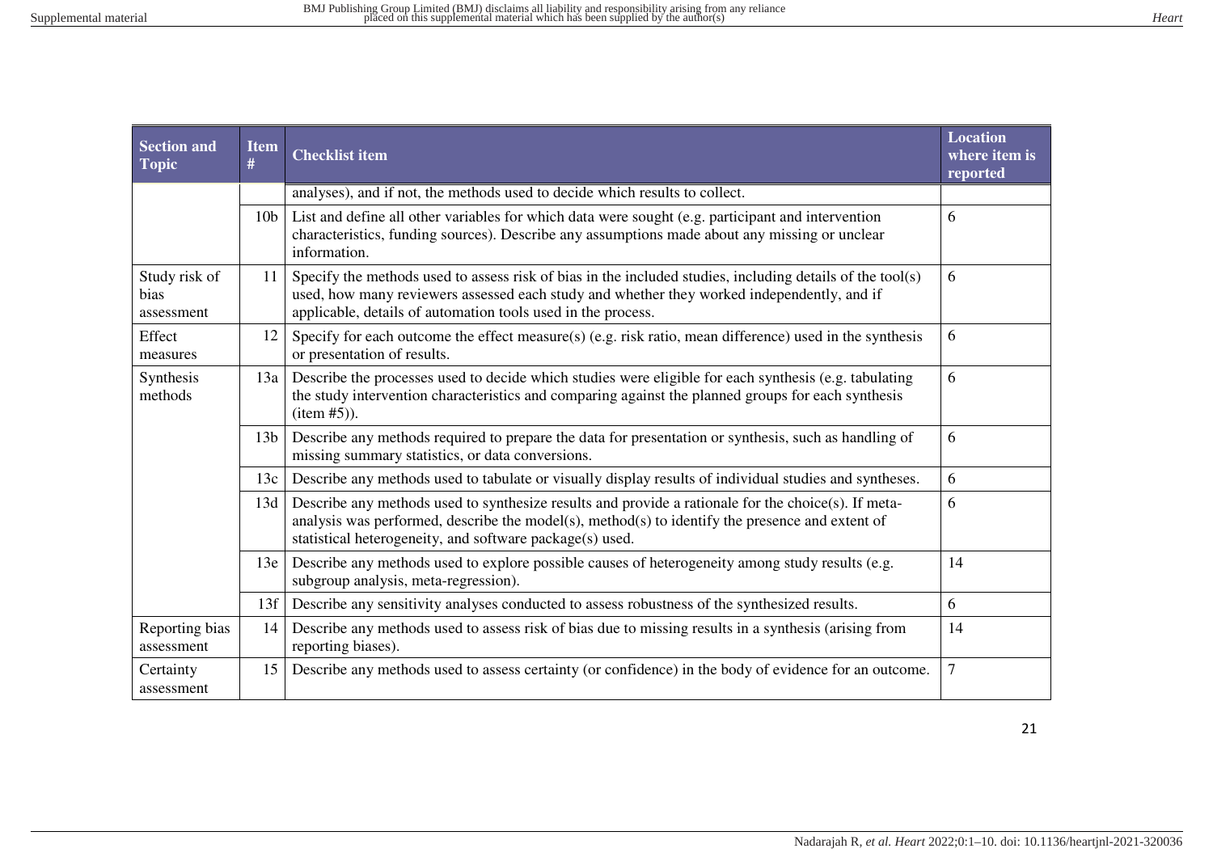| Section and Topic | Item # | Checklist item | Location where item is reported |
|---|---|---|---|
| | | analyses), and if not, the methods used to decide which results to collect. | |
| | 10b | List and define all other variables for which data were sought (e.g. participant and intervention characteristics, funding sources). Describe any assumptions made about any missing or unclear information. | 6 |
| Study risk of bias assessment | 11 | Specify the methods used to assess risk of bias in the included studies, including details of the tool(s) used, how many reviewers assessed each study and whether they worked independently, and if applicable, details of automation tools used in the process. | 6 |
| Effect measures | 12 | Specify for each outcome the effect measure(s) (e.g. risk ratio, mean difference) used in the synthesis or presentation of results. | 6 |
| Synthesis methods | 13a | Describe the processes used to decide which studies were eligible for each synthesis (e.g. tabulating the study intervention characteristics and comparing against the planned groups for each synthesis (item #5)). | 6 |
| | 13b | Describe any methods required to prepare the data for presentation or synthesis, such as handling of missing summary statistics, or data conversions. | 6 |
| | 13c | Describe any methods used to tabulate or visually display results of individual studies and syntheses. | 6 |
| | 13d | Describe any methods used to synthesize results and provide a rationale for the choice(s). If meta-analysis was performed, describe the model(s), method(s) to identify the presence and extent of statistical heterogeneity, and software package(s) used. | 6 |
| | 13e | Describe any methods used to explore possible causes of heterogeneity among study results (e.g. subgroup analysis, meta-regression). | 14 |
| | 13f | Describe any sensitivity analyses conducted to assess robustness of the synthesized results. | 6 |
| Reporting bias assessment | 14 | Describe any methods used to assess risk of bias due to missing results in a synthesis (arising from reporting biases). | 14 |
| Certainty assessment | 15 | Describe any methods used to assess certainty (or confidence) in the body of evidence for an outcome. | 7 |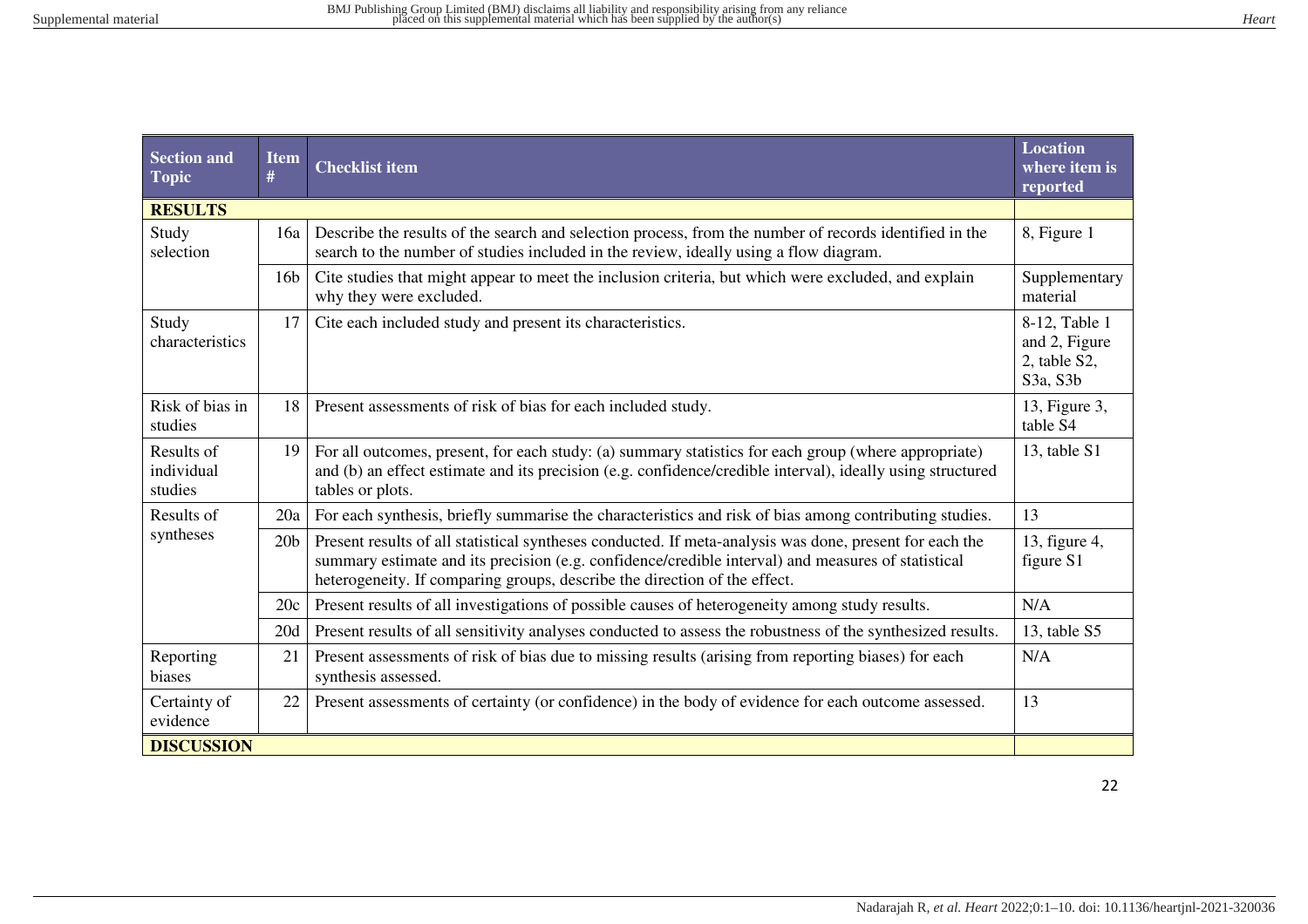| Section and Topic | Item # | Checklist item | Location where item is reported |
|---|---|---|---|
| **RESULTS** | | | |
| Study selection | 16a | Describe the results of the search and selection process, from the number of records identified in the search to the number of studies included in the review, ideally using a flow diagram. | 8, Figure 1 |
| | 16b | Cite studies that might appear to meet the inclusion criteria, but which were excluded, and explain why they were excluded. | Supplementary material |
| Study characteristics | 17 | Cite each included study and present its characteristics. | 8-12, Table 1 and 2, Figure 2, table S2, S3a, S3b |
| Risk of bias in studies | 18 | Present assessments of risk of bias for each included study. | 13, Figure 3, table S4 |
| Results of individual studies | 19 | For all outcomes, present, for each study: (a) summary statistics for each group (where appropriate) and (b) an effect estimate and its precision (e.g. confidence/credible interval), ideally using structured tables or plots. | 13, table S1 |
| Results of syntheses | 20a | For each synthesis, briefly summarise the characteristics and risk of bias among contributing studies. | 13 |
| | 20b | Present results of all statistical syntheses conducted. If meta-analysis was done, present for each the summary estimate and its precision (e.g. confidence/credible interval) and measures of statistical heterogeneity. If comparing groups, describe the direction of the effect. | 13, figure 4, figure S1 |
| | 20c | Present results of all investigations of possible causes of heterogeneity among study results. | N/A |
| | 20d | Present results of all sensitivity analyses conducted to assess the robustness of the synthesized results. | 13, table S5 |
| Reporting biases | 21 | Present assessments of risk of bias due to missing results (arising from reporting biases) for each synthesis assessed. | N/A |
| Certainty of evidence | 22 | Present assessments of certainty (or confidence) in the body of evidence for each outcome assessed. | 13 |
| **DISCUSSION** | | | |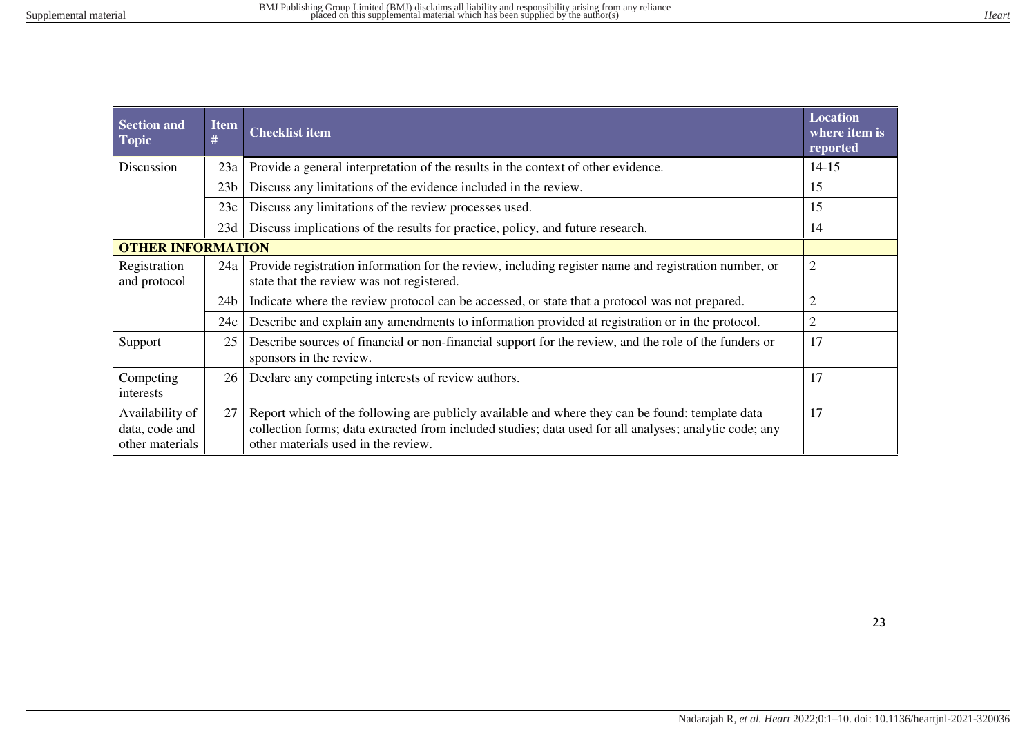| Section and Topic | Item # | Checklist item | Location where item is reported |
|---|---|---|---|
| Discussion | 23a | Provide a general interpretation of the results in the context of other evidence. | 14-15 |
| | 23b | Discuss any limitations of the evidence included in the review. | 15 |
| | 23c | Discuss any limitations of the review processes used. | 15 |
| | 23d | Discuss implications of the results for practice, policy, and future research. | 14 |
| **OTHER INFORMATION** | | | |
| Registration and protocol | 24a | Provide registration information for the review, including register name and registration number, or state that the review was not registered. | 2 |
| | 24b | Indicate where the review protocol can be accessed, or state that a protocol was not prepared. | 2 |
| | 24c | Describe and explain any amendments to information provided at registration or in the protocol. | 2 |
| Support | 25 | Describe sources of financial or non-financial support for the review, and the role of the funders or sponsors in the review. | 17 |
| Competing interests | 26 | Declare any competing interests of review authors. | 17 |
| Availability of data, code and other materials | 27 | Report which of the following are publicly available and where they can be found: template data collection forms; data extracted from included studies; data used for all analyses; analytic code; any other materials used in the review. | 17 |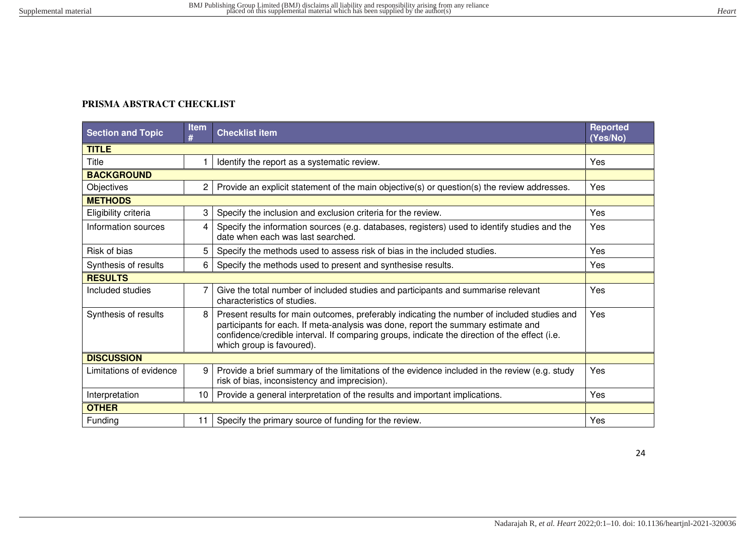## PRISMA ABSTRACT CHECKLIST

| Section and Topic | Item # | Checklist item | Reported (Yes/No) |
|---|---|---|---|
| **TITLE** | | | |
| Title | 1 | Identify the report as a systematic review. | Yes |
| **BACKGROUND** | | | |
| Objectives | 2 | Provide an explicit statement of the main objective(s) or question(s) the review addresses. | Yes |
| **METHODS** | | | |
| Eligibility criteria | 3 | Specify the inclusion and exclusion criteria for the review. | Yes |
| Information sources | 4 | Specify the information sources (e.g. databases, registers) used to identify studies and the date when each was last searched. | Yes |
| Risk of bias | 5 | Specify the methods used to assess risk of bias in the included studies. | Yes |
| Synthesis of results | 6 | Specify the methods used to present and synthesise results. | Yes |
| **RESULTS** | | | |
| Included studies | 7 | Give the total number of included studies and participants and summarise relevant characteristics of studies. | Yes |
| Synthesis of results | 8 | Present results for main outcomes, preferably indicating the number of included studies and participants for each. If meta-analysis was done, report the summary estimate and confidence/credible interval. If comparing groups, indicate the direction of the effect (i.e. which group is favoured). | Yes |
| **DISCUSSION** | | | |
| Limitations of evidence | 9 | Provide a brief summary of the limitations of the evidence included in the review (e.g. study risk of bias, inconsistency and imprecision). | Yes |
| Interpretation | 10 | Provide a general interpretation of the results and important implications. | Yes |
| **OTHER** | | | |
| Funding | 11 | Specify the primary source of funding for the review. | Yes |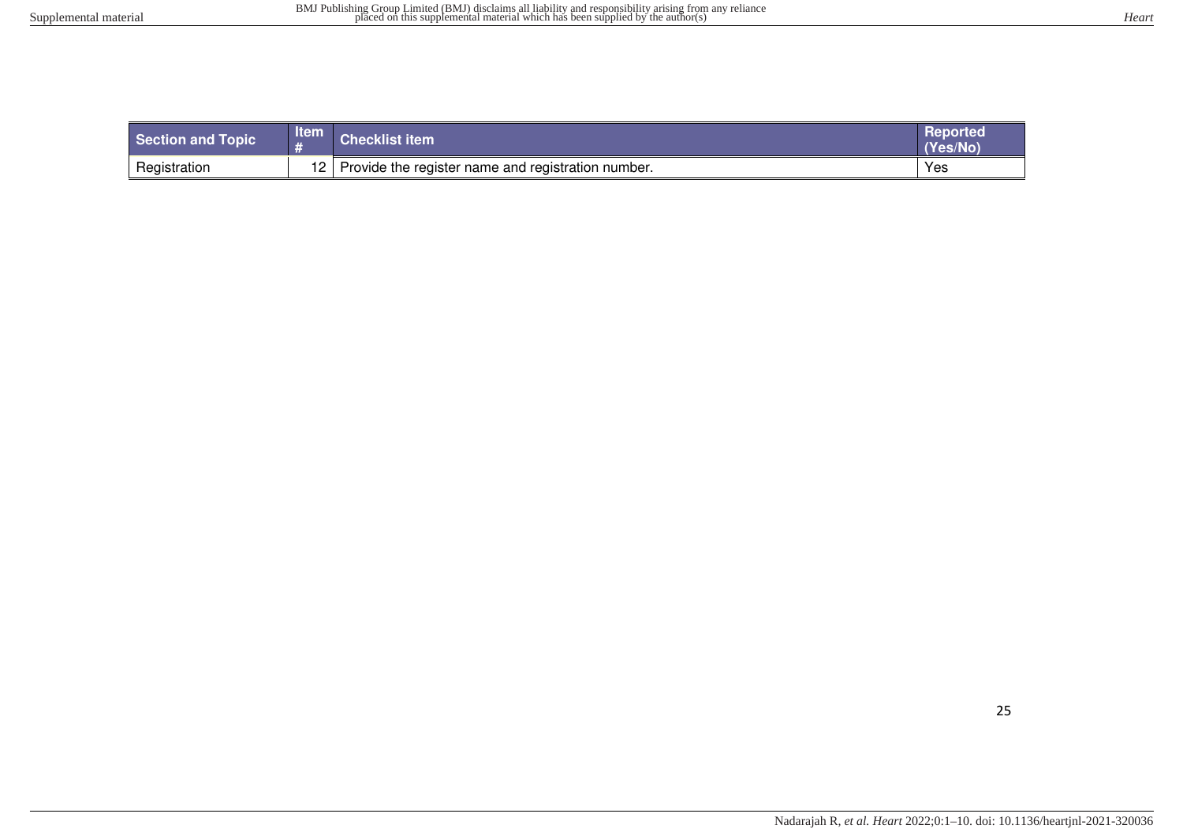| Section and Topic | Item # | Checklist item | Reported (Yes/No) |
|---|---|---|---|
| Registration | 12 | Provide the register name and registration number. | Yes |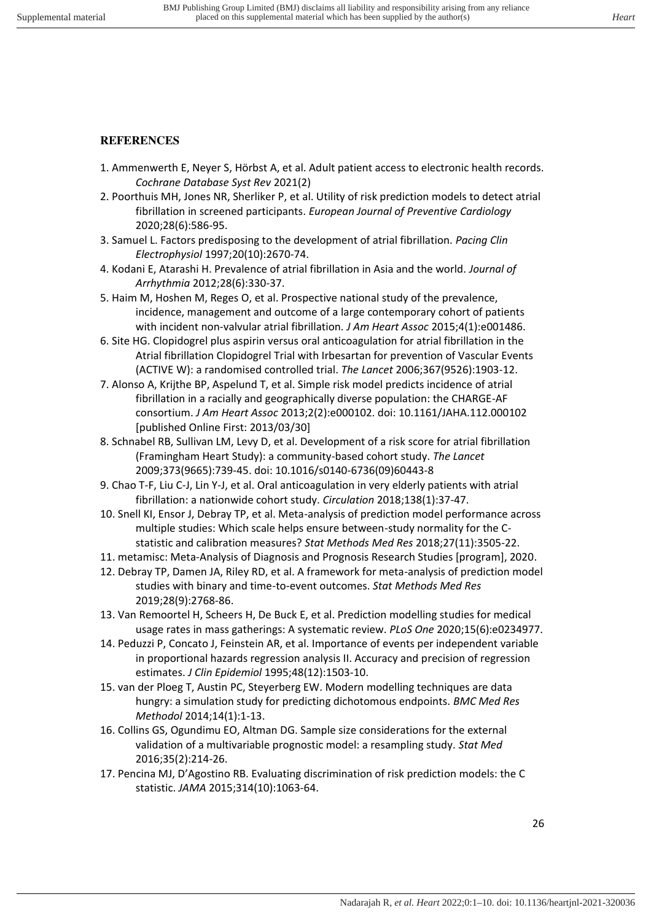## REFERENCES

1. Ammenwerth E, Neyer S, Hörbst A, et al. Adult patient access to electronic health records. *Cochrane Database Syst Rev* 2021(2)
2. Poorthuis MH, Jones NR, Sherliker P, et al. Utility of risk prediction models to detect atrial fibrillation in screened participants. *European Journal of Preventive Cardiology* 2020;28(6):586-95.
3. Samuel L. Factors predisposing to the development of atrial fibrillation. *Pacing Clin Electrophysiol* 1997;20(10):2670-74.
4. Kodani E, Atarashi H. Prevalence of atrial fibrillation in Asia and the world. *Journal of Arrhythmia* 2012;28(6):330-37.
5. Haim M, Hoshen M, Reges O, et al. Prospective national study of the prevalence, incidence, management and outcome of a large contemporary cohort of patients with incident non-valvular atrial fibrillation. *J Am Heart Assoc* 2015;4(1):e001486.
6. Site HG. Clopidogrel plus aspirin versus oral anticoagulation for atrial fibrillation in the Atrial fibrillation Clopidogrel Trial with Irbesartan for prevention of Vascular Events (ACTIVE W): a randomised controlled trial. *The Lancet* 2006;367(9526):1903-12.
7. Alonso A, Krijthe BP, Aspelund T, et al. Simple risk model predicts incidence of atrial fibrillation in a racially and geographically diverse population: the CHARGE-AF consortium. *J Am Heart Assoc* 2013;2(2):e000102. doi: 10.1161/JAHA.112.000102 [published Online First: 2013/03/30]
8. Schnabel RB, Sullivan LM, Levy D, et al. Development of a risk score for atrial fibrillation (Framingham Heart Study): a community-based cohort study. *The Lancet* 2009;373(9665):739-45. doi: 10.1016/s0140-6736(09)60443-8
9. Chao T-F, Liu C-J, Lin Y-J, et al. Oral anticoagulation in very elderly patients with atrial fibrillation: a nationwide cohort study. *Circulation* 2018;138(1):37-47.
10. Snell KI, Ensor J, Debray TP, et al. Meta-analysis of prediction model performance across multiple studies: Which scale helps ensure between-study normality for the C-statistic and calibration measures? *Stat Methods Med Res* 2018;27(11):3505-22.
11. metamisc: Meta-Analysis of Diagnosis and Prognosis Research Studies [program], 2020.
12. Debray TP, Damen JA, Riley RD, et al. A framework for meta-analysis of prediction model studies with binary and time-to-event outcomes. *Stat Methods Med Res* 2019;28(9):2768-86.
13. Van Remoortel H, Scheers H, De Buck E, et al. Prediction modelling studies for medical usage rates in mass gatherings: A systematic review. *PLoS One* 2020;15(6):e0234977.
14. Peduzzi P, Concato J, Feinstein AR, et al. Importance of events per independent variable in proportional hazards regression analysis II. Accuracy and precision of regression estimates. *J Clin Epidemiol* 1995;48(12):1503-10.
15. van der Ploeg T, Austin PC, Steyerberg EW. Modern modelling techniques are data hungry: a simulation study for predicting dichotomous endpoints. *BMC Med Res Methodol* 2014;14(1):1-13.
16. Collins GS, Ogundimu EO, Altman DG. Sample size considerations for the external validation of a multivariable prognostic model: a resampling study. *Stat Med* 2016;35(2):214-26.
17. Pencina MJ, D'Agostino RB. Evaluating discrimination of risk prediction models: the C statistic. *JAMA* 2015;314(10):1063-64.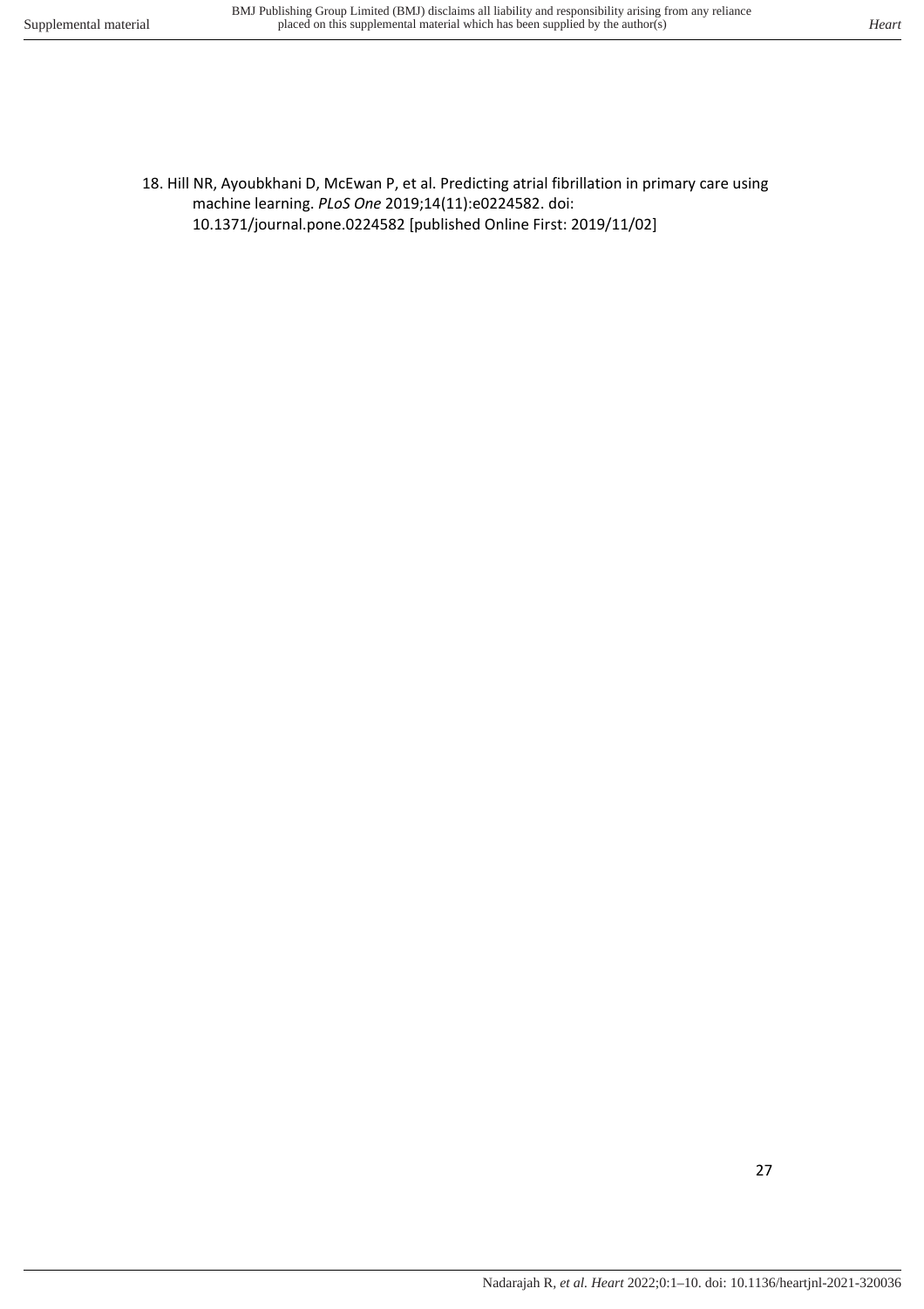18. Hill NR, Ayoubkhani D, McEwan P, et al. Predicting atrial fibrillation in primary care using machine learning. *PLoS One* 2019;14(11):e0224582. doi: 10.1371/journal.pone.0224582 [published Online First: 2019/11/02]